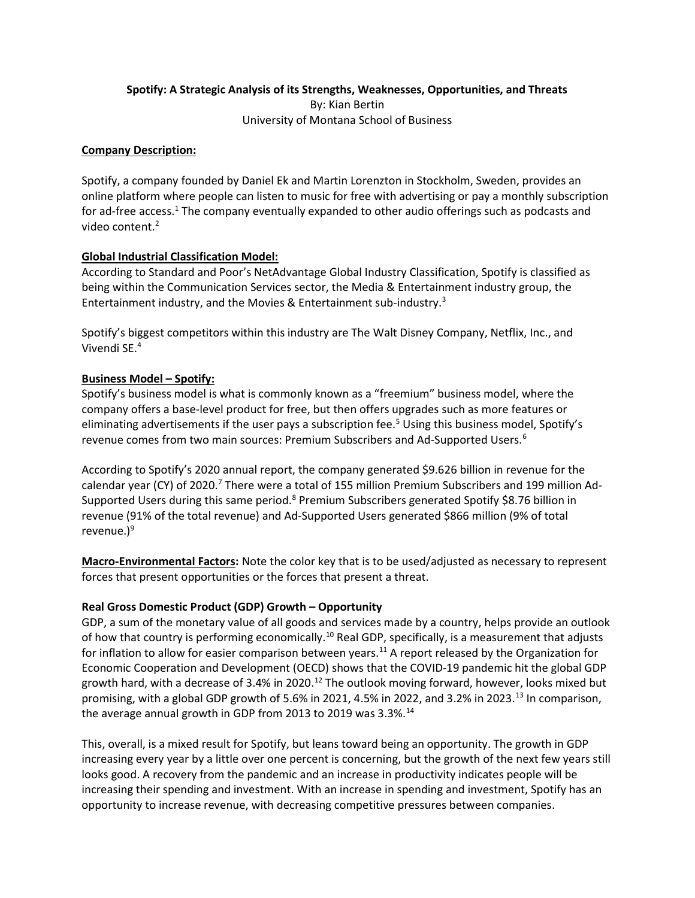**Spotify: A Strategic Analysis of its Strengths, Weaknesses, Opportunities, and Threats**
By: Kian Bertin
University of Montana School of Business

## Company Description:

Spotify, a company founded by Daniel Ek and Martin Lorenzton in Stockholm, Sweden, provides an online platform where people can listen to music for free with advertising or pay a monthly subscription for ad-free access.[1] The company eventually expanded to other audio offerings such as podcasts and video content.[2]

## Global Industrial Classification Model:

According to Standard and Poor's NetAdvantage Global Industry Classification, Spotify is classified as being within the Communication Services sector, the Media & Entertainment industry group, the Entertainment industry, and the Movies & Entertainment sub-industry.[3]

Spotify's biggest competitors within this industry are The Walt Disney Company, Netflix, Inc., and Vivendi SE.[4]

## Business Model – Spotify:

Spotify's business model is what is commonly known as a "freemium" business model, where the company offers a base-level product for free, but then offers upgrades such as more features or eliminating advertisements if the user pays a subscription fee.[5] Using this business model, Spotify's revenue comes from two main sources: Premium Subscribers and Ad-Supported Users.[6]

According to Spotify's 2020 annual report, the company generated $9.626 billion in revenue for the calendar year (CY) of 2020.[7] There were a total of 155 million Premium Subscribers and 199 million Ad-Supported Users during this same period.[8] Premium Subscribers generated Spotify $8.76 billion in revenue (91% of the total revenue) and Ad-Supported Users generated $866 million (9% of total revenue.)[9]

**Macro-Environmental Factors:** Note the color key that is to be used/adjusted as necessary to represent forces that present opportunities or the forces that present a threat.

### Real Gross Domestic Product (GDP) Growth – Opportunity

GDP, a sum of the monetary value of all goods and services made by a country, helps provide an outlook of how that country is performing economically.[10] Real GDP, specifically, is a measurement that adjusts for inflation to allow for easier comparison between years.[11] A report released by the Organization for Economic Cooperation and Development (OECD) shows that the COVID-19 pandemic hit the global GDP growth hard, with a decrease of 3.4% in 2020.[12] The outlook moving forward, however, looks mixed but promising, with a global GDP growth of 5.6% in 2021, 4.5% in 2022, and 3.2% in 2023.[13] In comparison, the average annual growth in GDP from 2013 to 2019 was 3.3%.[14]

This, overall, is a mixed result for Spotify, but leans toward being an opportunity. The growth in GDP increasing every year by a little over one percent is concerning, but the growth of the next few years still looks good. A recovery from the pandemic and an increase in productivity indicates people will be increasing their spending and investment. With an increase in spending and investment, Spotify has an opportunity to increase revenue, with decreasing competitive pressures between companies.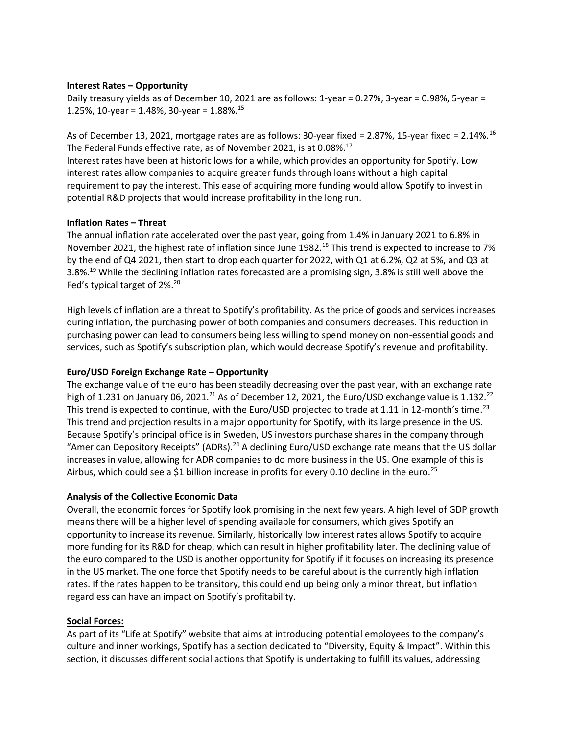**Interest Rates – Opportunity**

Daily treasury yields as of December 10, 2021 are as follows: 1-year = 0.27%, 3-year = 0.98%, 5-year = 1.25%, 10-year = 1.48%, 30-year = 1.88%.[15]

As of December 13, 2021, mortgage rates are as follows: 30-year fixed = 2.87%, 15-year fixed = 2.14%.[16] The Federal Funds effective rate, as of November 2021, is at 0.08%.[17]
Interest rates have been at historic lows for a while, which provides an opportunity for Spotify. Low interest rates allow companies to acquire greater funds through loans without a high capital requirement to pay the interest. This ease of acquiring more funding would allow Spotify to invest in potential R&D projects that would increase profitability in the long run.

**Inflation Rates – Threat**

The annual inflation rate accelerated over the past year, going from 1.4% in January 2021 to 6.8% in November 2021, the highest rate of inflation since June 1982.[18] This trend is expected to increase to 7% by the end of Q4 2021, then start to drop each quarter for 2022, with Q1 at 6.2%, Q2 at 5%, and Q3 at 3.8%.[19] While the declining inflation rates forecasted are a promising sign, 3.8% is still well above the Fed's typical target of 2%.[20]

High levels of inflation are a threat to Spotify's profitability. As the price of goods and services increases during inflation, the purchasing power of both companies and consumers decreases. This reduction in purchasing power can lead to consumers being less willing to spend money on non-essential goods and services, such as Spotify's subscription plan, which would decrease Spotify's revenue and profitability.

**Euro/USD Foreign Exchange Rate – Opportunity**

The exchange value of the euro has been steadily decreasing over the past year, with an exchange rate high of 1.231 on January 06, 2021.[21] As of December 12, 2021, the Euro/USD exchange value is 1.132.[22] This trend is expected to continue, with the Euro/USD projected to trade at 1.11 in 12-month's time.[23] This trend and projection results in a major opportunity for Spotify, with its large presence in the US. Because Spotify's principal office is in Sweden, US investors purchase shares in the company through "American Depository Receipts" (ADRs).[24] A declining Euro/USD exchange rate means that the US dollar increases in value, allowing for ADR companies to do more business in the US. One example of this is Airbus, which could see a $1 billion increase in profits for every 0.10 decline in the euro.[25]

**Analysis of the Collective Economic Data**

Overall, the economic forces for Spotify look promising in the next few years. A high level of GDP growth means there will be a higher level of spending available for consumers, which gives Spotify an opportunity to increase its revenue. Similarly, historically low interest rates allows Spotify to acquire more funding for its R&D for cheap, which can result in higher profitability later. The declining value of the euro compared to the USD is another opportunity for Spotify if it focuses on increasing its presence in the US market. The one force that Spotify needs to be careful about is the currently high inflation rates. If the rates happen to be transitory, this could end up being only a minor threat, but inflation regardless can have an impact on Spotify's profitability.

**Social Forces:**

As part of its "Life at Spotify" website that aims at introducing potential employees to the company's culture and inner workings, Spotify has a section dedicated to "Diversity, Equity & Impact". Within this section, it discusses different social actions that Spotify is undertaking to fulfill its values, addressing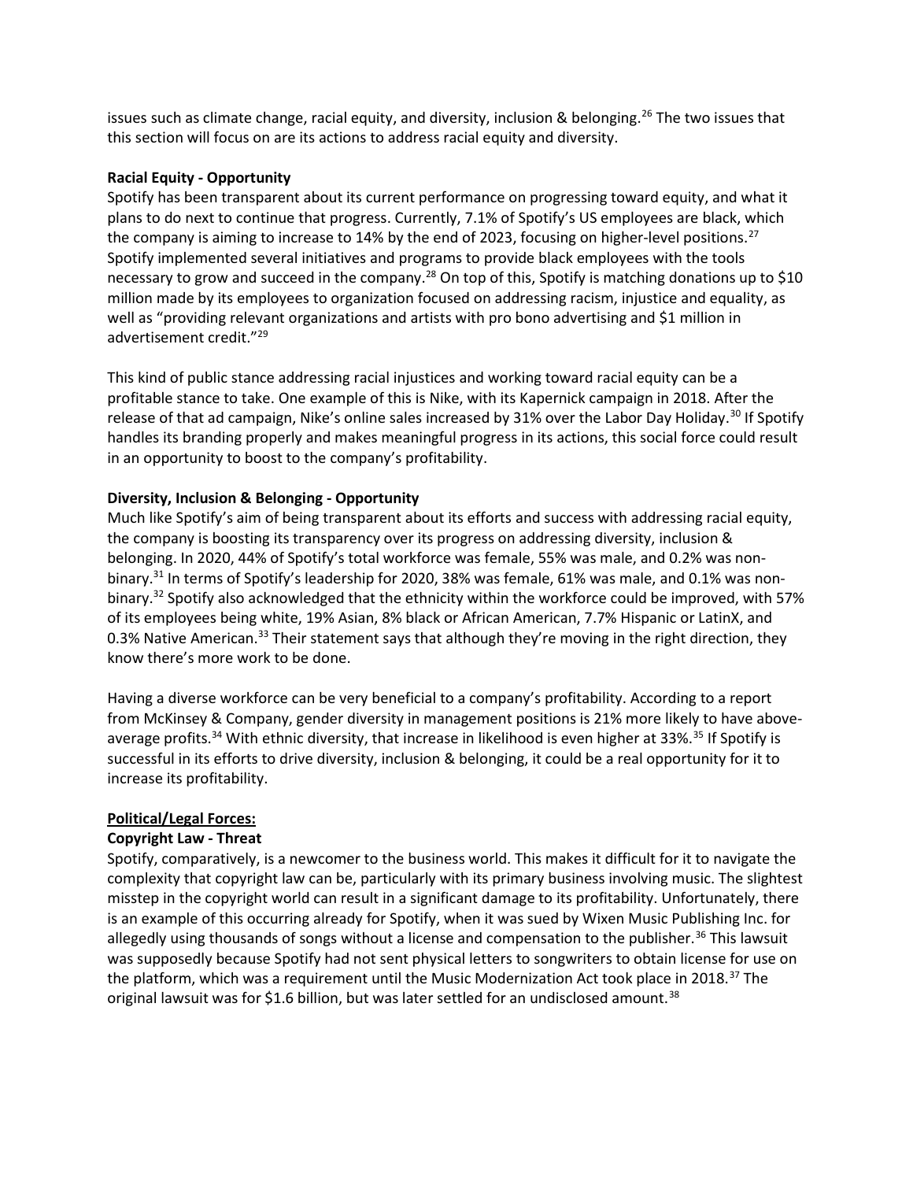issues such as climate change, racial equity, and diversity, inclusion & belonging.[26] The two issues that this section will focus on are its actions to address racial equity and diversity.

**Racial Equity - Opportunity**

Spotify has been transparent about its current performance on progressing toward equity, and what it plans to do next to continue that progress. Currently, 7.1% of Spotify's US employees are black, which the company is aiming to increase to 14% by the end of 2023, focusing on higher-level positions.[27] Spotify implemented several initiatives and programs to provide black employees with the tools necessary to grow and succeed in the company.[28] On top of this, Spotify is matching donations up to $10 million made by its employees to organization focused on addressing racism, injustice and equality, as well as "providing relevant organizations and artists with pro bono advertising and $1 million in advertisement credit."[29]

This kind of public stance addressing racial injustices and working toward racial equity can be a profitable stance to take. One example of this is Nike, with its Kapernick campaign in 2018. After the release of that ad campaign, Nike's online sales increased by 31% over the Labor Day Holiday.[30] If Spotify handles its branding properly and makes meaningful progress in its actions, this social force could result in an opportunity to boost to the company's profitability.

**Diversity, Inclusion & Belonging - Opportunity**

Much like Spotify's aim of being transparent about its efforts and success with addressing racial equity, the company is boosting its transparency over its progress on addressing diversity, inclusion & belonging. In 2020, 44% of Spotify's total workforce was female, 55% was male, and 0.2% was non-binary.[31] In terms of Spotify's leadership for 2020, 38% was female, 61% was male, and 0.1% was non-binary.[32] Spotify also acknowledged that the ethnicity within the workforce could be improved, with 57% of its employees being white, 19% Asian, 8% black or African American, 7.7% Hispanic or LatinX, and 0.3% Native American.[33] Their statement says that although they're moving in the right direction, they know there's more work to be done.

Having a diverse workforce can be very beneficial to a company's profitability. According to a report from McKinsey & Company, gender diversity in management positions is 21% more likely to have above-average profits.[34] With ethnic diversity, that increase in likelihood is even higher at 33%.[35] If Spotify is successful in its efforts to drive diversity, inclusion & belonging, it could be a real opportunity for it to increase its profitability.

**Political/Legal Forces:**

**Copyright Law - Threat**

Spotify, comparatively, is a newcomer to the business world. This makes it difficult for it to navigate the complexity that copyright law can be, particularly with its primary business involving music. The slightest misstep in the copyright world can result in a significant damage to its profitability. Unfortunately, there is an example of this occurring already for Spotify, when it was sued by Wixen Music Publishing Inc. for allegedly using thousands of songs without a license and compensation to the publisher.[36] This lawsuit was supposedly because Spotify had not sent physical letters to songwriters to obtain license for use on the platform, which was a requirement until the Music Modernization Act took place in 2018.[37] The original lawsuit was for $1.6 billion, but was later settled for an undisclosed amount.[38]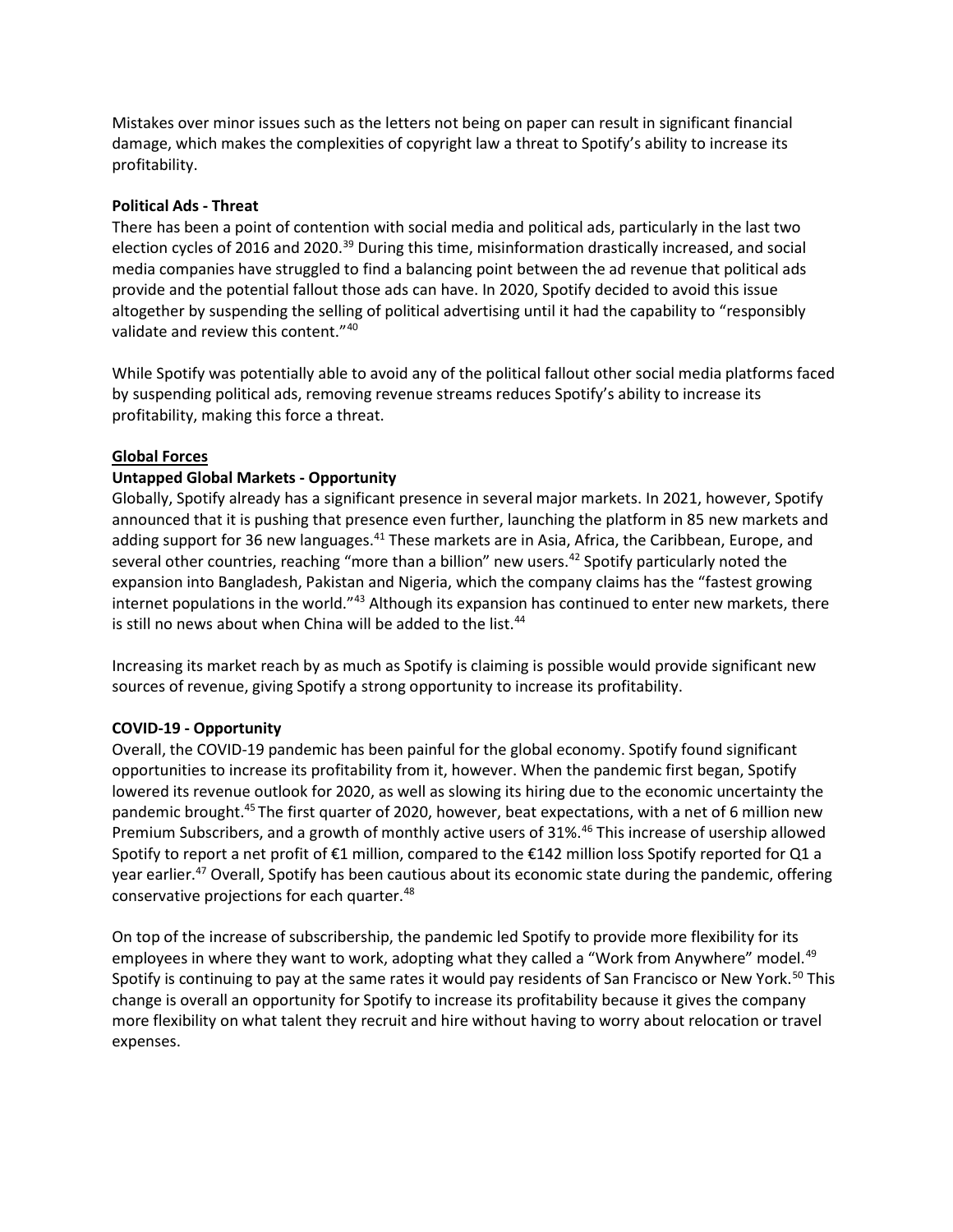Mistakes over minor issues such as the letters not being on paper can result in significant financial damage, which makes the complexities of copyright law a threat to Spotify's ability to increase its profitability.

**Political Ads - Threat**

There has been a point of contention with social media and political ads, particularly in the last two election cycles of 2016 and 2020.[39] During this time, misinformation drastically increased, and social media companies have struggled to find a balancing point between the ad revenue that political ads provide and the potential fallout those ads can have. In 2020, Spotify decided to avoid this issue altogether by suspending the selling of political advertising until it had the capability to "responsibly validate and review this content."[40]

While Spotify was potentially able to avoid any of the political fallout other social media platforms faced by suspending political ads, removing revenue streams reduces Spotify's ability to increase its profitability, making this force a threat.

**Global Forces**

**Untapped Global Markets - Opportunity**

Globally, Spotify already has a significant presence in several major markets. In 2021, however, Spotify announced that it is pushing that presence even further, launching the platform in 85 new markets and adding support for 36 new languages.[41] These markets are in Asia, Africa, the Caribbean, Europe, and several other countries, reaching "more than a billion" new users.[42] Spotify particularly noted the expansion into Bangladesh, Pakistan and Nigeria, which the company claims has the "fastest growing internet populations in the world."[43] Although its expansion has continued to enter new markets, there is still no news about when China will be added to the list.[44]

Increasing its market reach by as much as Spotify is claiming is possible would provide significant new sources of revenue, giving Spotify a strong opportunity to increase its profitability.

**COVID-19 - Opportunity**

Overall, the COVID-19 pandemic has been painful for the global economy. Spotify found significant opportunities to increase its profitability from it, however. When the pandemic first began, Spotify lowered its revenue outlook for 2020, as well as slowing its hiring due to the economic uncertainty the pandemic brought.[45] The first quarter of 2020, however, beat expectations, with a net of 6 million new Premium Subscribers, and a growth of monthly active users of 31%.[46] This increase of usership allowed Spotify to report a net profit of €1 million, compared to the €142 million loss Spotify reported for Q1 a year earlier.[47] Overall, Spotify has been cautious about its economic state during the pandemic, offering conservative projections for each quarter.[48]

On top of the increase of subscribership, the pandemic led Spotify to provide more flexibility for its employees in where they want to work, adopting what they called a "Work from Anywhere" model.[49] Spotify is continuing to pay at the same rates it would pay residents of San Francisco or New York.[50] This change is overall an opportunity for Spotify to increase its profitability because it gives the company more flexibility on what talent they recruit and hire without having to worry about relocation or travel expenses.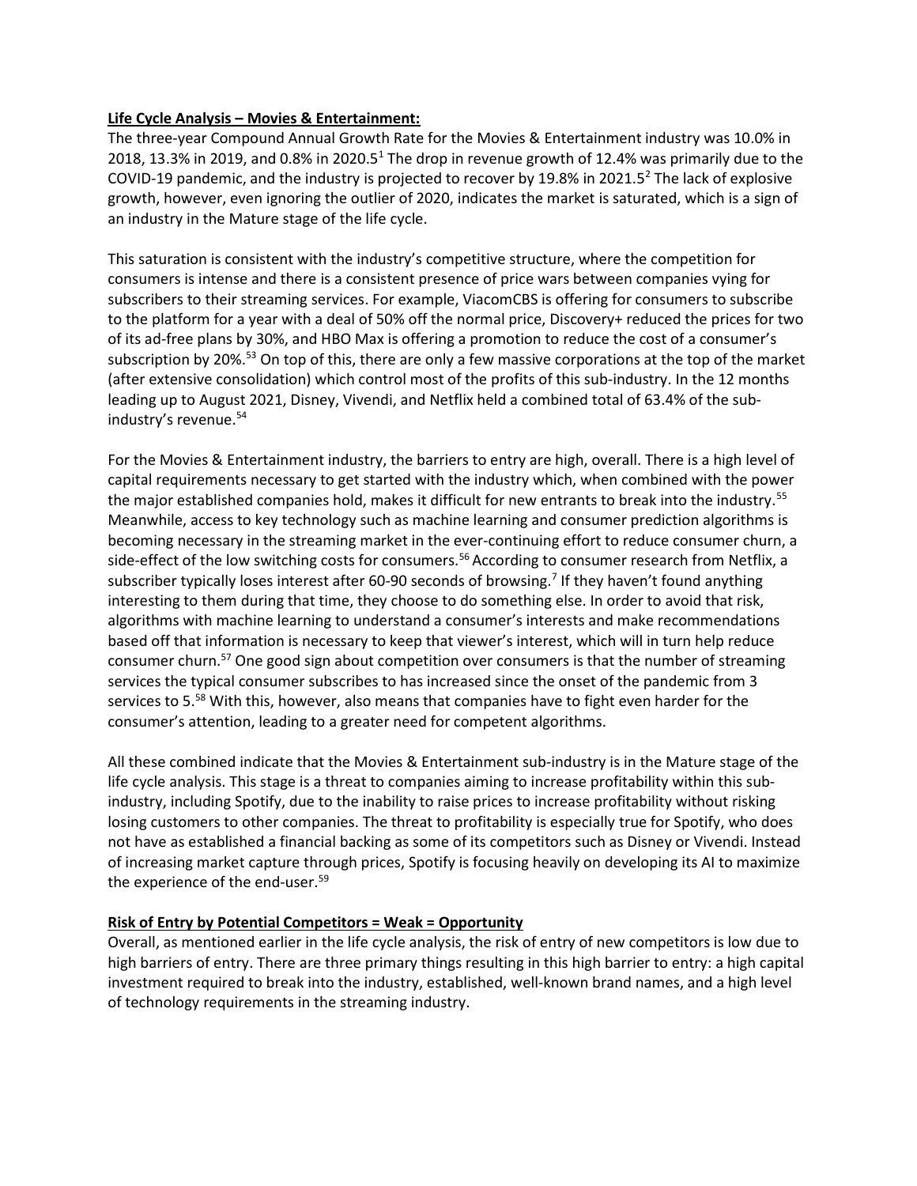**Life Cycle Analysis – Movies & Entertainment:**

The three-year Compound Annual Growth Rate for the Movies & Entertainment industry was 10.0% in 2018, 13.3% in 2019, and 0.8% in 2020.5[1] The drop in revenue growth of 12.4% was primarily due to the COVID-19 pandemic, and the industry is projected to recover by 19.8% in 2021.5[2] The lack of explosive growth, however, even ignoring the outlier of 2020, indicates the market is saturated, which is a sign of an industry in the Mature stage of the life cycle.

This saturation is consistent with the industry's competitive structure, where the competition for consumers is intense and there is a consistent presence of price wars between companies vying for subscribers to their streaming services. For example, ViacomCBS is offering for consumers to subscribe to the platform for a year with a deal of 50% off the normal price, Discovery+ reduced the prices for two of its ad-free plans by 30%, and HBO Max is offering a promotion to reduce the cost of a consumer's subscription by 20%.[53] On top of this, there are only a few massive corporations at the top of the market (after extensive consolidation) which control most of the profits of this sub-industry. In the 12 months leading up to August 2021, Disney, Vivendi, and Netflix held a combined total of 63.4% of the sub-industry's revenue.[54]

For the Movies & Entertainment industry, the barriers to entry are high, overall. There is a high level of capital requirements necessary to get started with the industry which, when combined with the power the major established companies hold, makes it difficult for new entrants to break into the industry.[55] Meanwhile, access to key technology such as machine learning and consumer prediction algorithms is becoming necessary in the streaming market in the ever-continuing effort to reduce consumer churn, a side-effect of the low switching costs for consumers.[56] According to consumer research from Netflix, a subscriber typically loses interest after 60-90 seconds of browsing.[7] If they haven't found anything interesting to them during that time, they choose to do something else. In order to avoid that risk, algorithms with machine learning to understand a consumer's interests and make recommendations based off that information is necessary to keep that viewer's interest, which will in turn help reduce consumer churn.[57] One good sign about competition over consumers is that the number of streaming services the typical consumer subscribes to has increased since the onset of the pandemic from 3 services to 5.[58] With this, however, also means that companies have to fight even harder for the consumer's attention, leading to a greater need for competent algorithms.

All these combined indicate that the Movies & Entertainment sub-industry is in the Mature stage of the life cycle analysis. This stage is a threat to companies aiming to increase profitability within this sub-industry, including Spotify, due to the inability to raise prices to increase profitability without risking losing customers to other companies. The threat to profitability is especially true for Spotify, who does not have as established a financial backing as some of its competitors such as Disney or Vivendi. Instead of increasing market capture through prices, Spotify is focusing heavily on developing its AI to maximize the experience of the end-user.[59]

**Risk of Entry by Potential Competitors = Weak = Opportunity**

Overall, as mentioned earlier in the life cycle analysis, the risk of entry of new competitors is low due to high barriers of entry. There are three primary things resulting in this high barrier to entry: a high capital investment required to break into the industry, established, well-known brand names, and a high level of technology requirements in the streaming industry.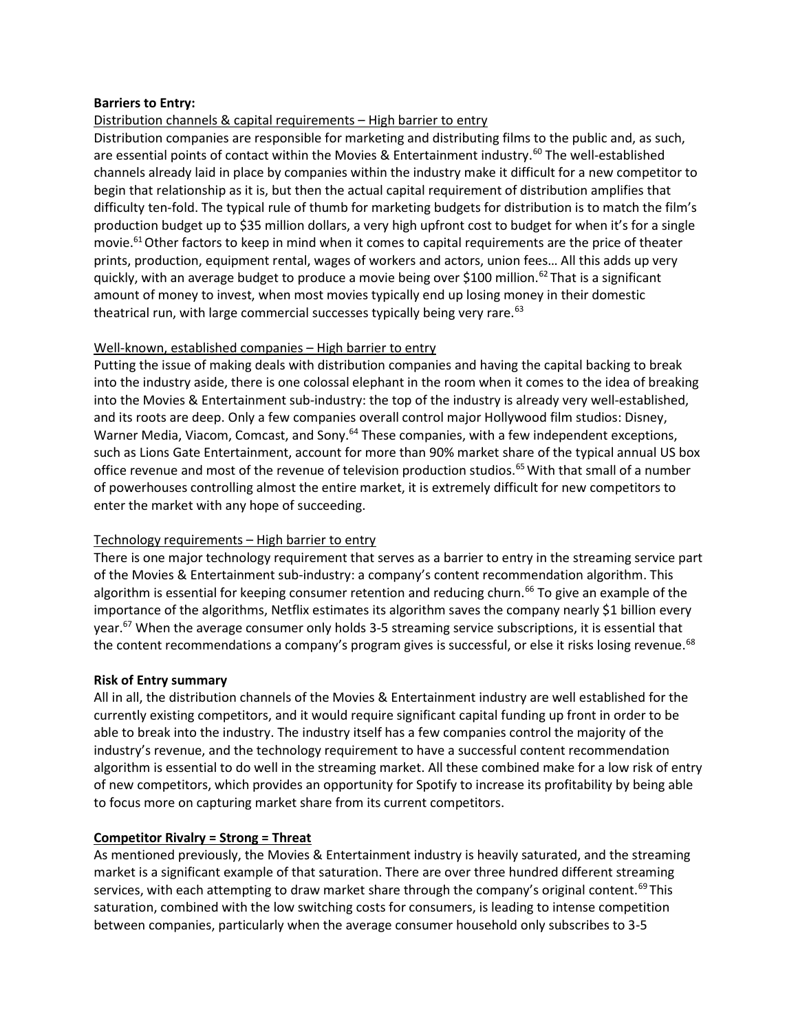**Barriers to Entry:**

Distribution channels & capital requirements – High barrier to entry

Distribution companies are responsible for marketing and distributing films to the public and, as such, are essential points of contact within the Movies & Entertainment industry.[60] The well-established channels already laid in place by companies within the industry make it difficult for a new competitor to begin that relationship as it is, but then the actual capital requirement of distribution amplifies that difficulty ten-fold. The typical rule of thumb for marketing budgets for distribution is to match the film's production budget up to $35 million dollars, a very high upfront cost to budget for when it's for a single movie.[61] Other factors to keep in mind when it comes to capital requirements are the price of theater prints, production, equipment rental, wages of workers and actors, union fees… All this adds up very quickly, with an average budget to produce a movie being over $100 million.[62] That is a significant amount of money to invest, when most movies typically end up losing money in their domestic theatrical run, with large commercial successes typically being very rare.[63]

Well-known, established companies – High barrier to entry

Putting the issue of making deals with distribution companies and having the capital backing to break into the industry aside, there is one colossal elephant in the room when it comes to the idea of breaking into the Movies & Entertainment sub-industry: the top of the industry is already very well-established, and its roots are deep. Only a few companies overall control major Hollywood film studios: Disney, Warner Media, Viacom, Comcast, and Sony.[64] These companies, with a few independent exceptions, such as Lions Gate Entertainment, account for more than 90% market share of the typical annual US box office revenue and most of the revenue of television production studios.[65] With that small of a number of powerhouses controlling almost the entire market, it is extremely difficult for new competitors to enter the market with any hope of succeeding.

Technology requirements – High barrier to entry

There is one major technology requirement that serves as a barrier to entry in the streaming service part of the Movies & Entertainment sub-industry: a company's content recommendation algorithm. This algorithm is essential for keeping consumer retention and reducing churn.[66] To give an example of the importance of the algorithms, Netflix estimates its algorithm saves the company nearly $1 billion every year.[67] When the average consumer only holds 3-5 streaming service subscriptions, it is essential that the content recommendations a company's program gives is successful, or else it risks losing revenue.[68]

**Risk of Entry summary**

All in all, the distribution channels of the Movies & Entertainment industry are well established for the currently existing competitors, and it would require significant capital funding up front in order to be able to break into the industry. The industry itself has a few companies control the majority of the industry's revenue, and the technology requirement to have a successful content recommendation algorithm is essential to do well in the streaming market. All these combined make for a low risk of entry of new competitors, which provides an opportunity for Spotify to increase its profitability by being able to focus more on capturing market share from its current competitors.

**Competitor Rivalry = Strong = Threat**

As mentioned previously, the Movies & Entertainment industry is heavily saturated, and the streaming market is a significant example of that saturation. There are over three hundred different streaming services, with each attempting to draw market share through the company's original content.[69] This saturation, combined with the low switching costs for consumers, is leading to intense competition between companies, particularly when the average consumer household only subscribes to 3-5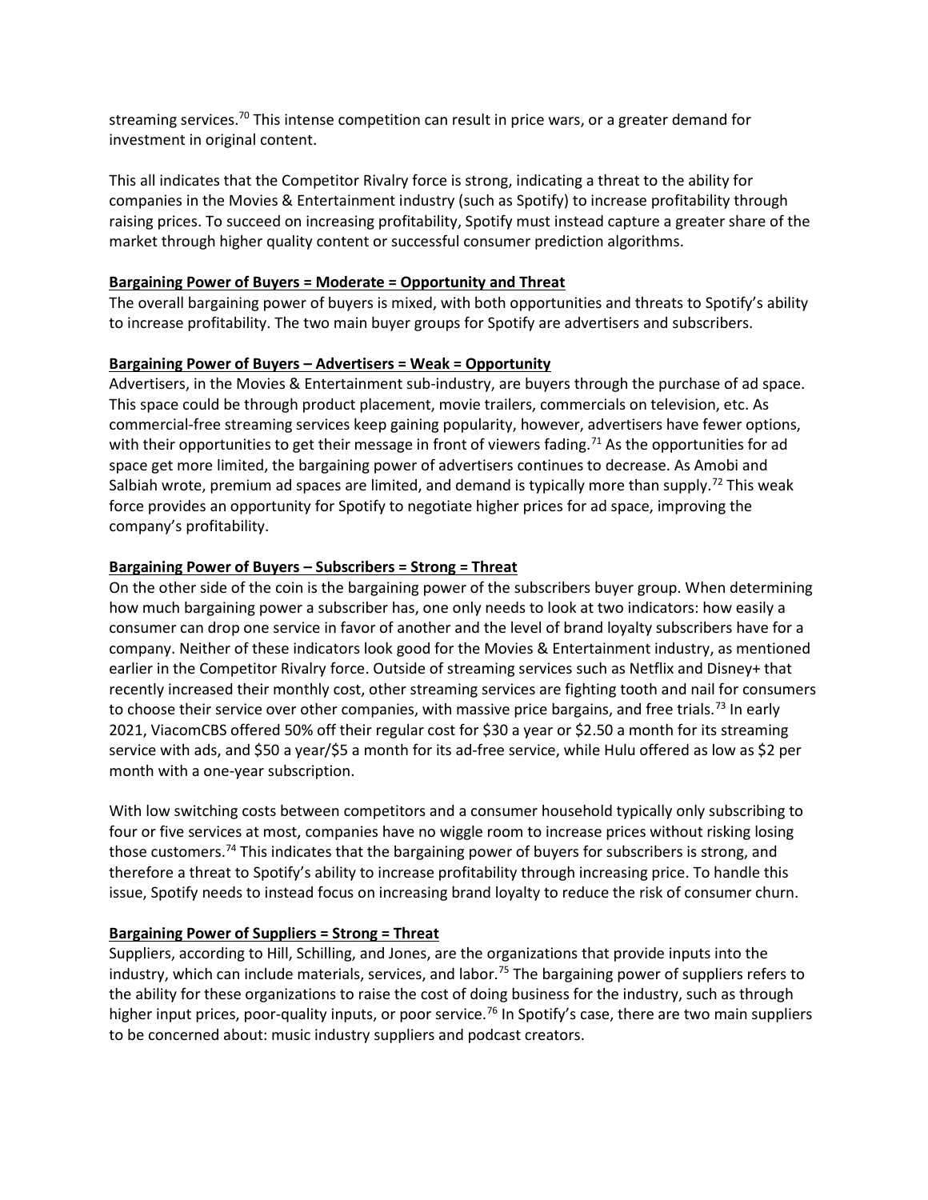streaming services.[70] This intense competition can result in price wars, or a greater demand for investment in original content.

This all indicates that the Competitor Rivalry force is strong, indicating a threat to the ability for companies in the Movies & Entertainment industry (such as Spotify) to increase profitability through raising prices. To succeed on increasing profitability, Spotify must instead capture a greater share of the market through higher quality content or successful consumer prediction algorithms.

**Bargaining Power of Buyers = Moderate = Opportunity and Threat**

The overall bargaining power of buyers is mixed, with both opportunities and threats to Spotify's ability to increase profitability. The two main buyer groups for Spotify are advertisers and subscribers.

**Bargaining Power of Buyers – Advertisers = Weak = Opportunity**

Advertisers, in the Movies & Entertainment sub-industry, are buyers through the purchase of ad space. This space could be through product placement, movie trailers, commercials on television, etc. As commercial-free streaming services keep gaining popularity, however, advertisers have fewer options, with their opportunities to get their message in front of viewers fading.[71] As the opportunities for ad space get more limited, the bargaining power of advertisers continues to decrease. As Amobi and Salbiah wrote, premium ad spaces are limited, and demand is typically more than supply.[72] This weak force provides an opportunity for Spotify to negotiate higher prices for ad space, improving the company's profitability.

**Bargaining Power of Buyers – Subscribers = Strong = Threat**

On the other side of the coin is the bargaining power of the subscribers buyer group. When determining how much bargaining power a subscriber has, one only needs to look at two indicators: how easily a consumer can drop one service in favor of another and the level of brand loyalty subscribers have for a company. Neither of these indicators look good for the Movies & Entertainment industry, as mentioned earlier in the Competitor Rivalry force. Outside of streaming services such as Netflix and Disney+ that recently increased their monthly cost, other streaming services are fighting tooth and nail for consumers to choose their service over other companies, with massive price bargains, and free trials.[73] In early 2021, ViacomCBS offered 50% off their regular cost for $30 a year or $2.50 a month for its streaming service with ads, and $50 a year/$5 a month for its ad-free service, while Hulu offered as low as $2 per month with a one-year subscription.

With low switching costs between competitors and a consumer household typically only subscribing to four or five services at most, companies have no wiggle room to increase prices without risking losing those customers.[74] This indicates that the bargaining power of buyers for subscribers is strong, and therefore a threat to Spotify's ability to increase profitability through increasing price. To handle this issue, Spotify needs to instead focus on increasing brand loyalty to reduce the risk of consumer churn.

**Bargaining Power of Suppliers = Strong = Threat**

Suppliers, according to Hill, Schilling, and Jones, are the organizations that provide inputs into the industry, which can include materials, services, and labor.[75] The bargaining power of suppliers refers to the ability for these organizations to raise the cost of doing business for the industry, such as through higher input prices, poor-quality inputs, or poor service.[76] In Spotify's case, there are two main suppliers to be concerned about: music industry suppliers and podcast creators.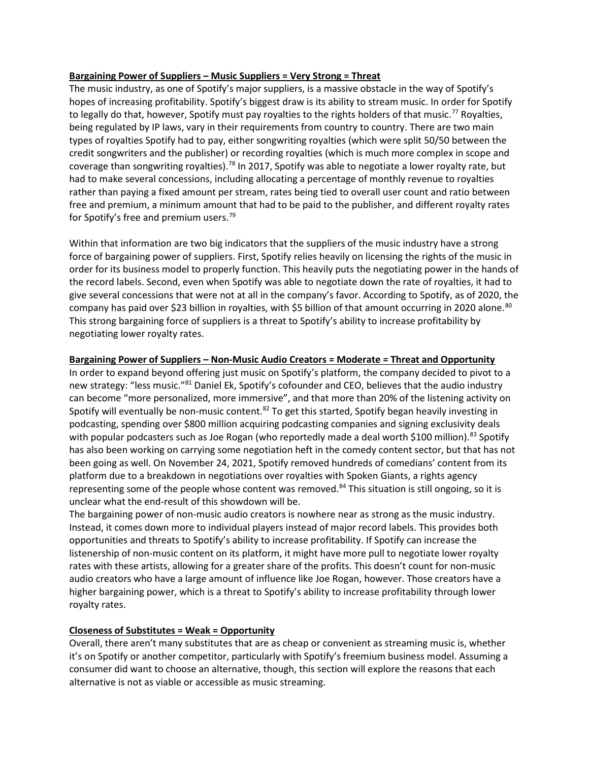**Bargaining Power of Suppliers – Music Suppliers = Very Strong = Threat**

The music industry, as one of Spotify's major suppliers, is a massive obstacle in the way of Spotify's hopes of increasing profitability. Spotify's biggest draw is its ability to stream music. In order for Spotify to legally do that, however, Spotify must pay royalties to the rights holders of that music.[77] Royalties, being regulated by IP laws, vary in their requirements from country to country. There are two main types of royalties Spotify had to pay, either songwriting royalties (which were split 50/50 between the credit songwriters and the publisher) or recording royalties (which is much more complex in scope and coverage than songwriting royalties).[78] In 2017, Spotify was able to negotiate a lower royalty rate, but had to make several concessions, including allocating a percentage of monthly revenue to royalties rather than paying a fixed amount per stream, rates being tied to overall user count and ratio between free and premium, a minimum amount that had to be paid to the publisher, and different royalty rates for Spotify's free and premium users.[79]

Within that information are two big indicators that the suppliers of the music industry have a strong force of bargaining power of suppliers. First, Spotify relies heavily on licensing the rights of the music in order for its business model to properly function. This heavily puts the negotiating power in the hands of the record labels. Second, even when Spotify was able to negotiate down the rate of royalties, it had to give several concessions that were not at all in the company's favor. According to Spotify, as of 2020, the company has paid over $23 billion in royalties, with $5 billion of that amount occurring in 2020 alone.[80] This strong bargaining force of suppliers is a threat to Spotify's ability to increase profitability by negotiating lower royalty rates.

**Bargaining Power of Suppliers – Non-Music Audio Creators = Moderate = Threat and Opportunity**

In order to expand beyond offering just music on Spotify's platform, the company decided to pivot to a new strategy: "less music."[81] Daniel Ek, Spotify's cofounder and CEO, believes that the audio industry can become "more personalized, more immersive", and that more than 20% of the listening activity on Spotify will eventually be non-music content.[82] To get this started, Spotify began heavily investing in podcasting, spending over $800 million acquiring podcasting companies and signing exclusivity deals with popular podcasters such as Joe Rogan (who reportedly made a deal worth $100 million).[83] Spotify has also been working on carrying some negotiation heft in the comedy content sector, but that has not been going as well. On November 24, 2021, Spotify removed hundreds of comedians' content from its platform due to a breakdown in negotiations over royalties with Spoken Giants, a rights agency representing some of the people whose content was removed.[84] This situation is still ongoing, so it is unclear what the end-result of this showdown will be.

The bargaining power of non-music audio creators is nowhere near as strong as the music industry. Instead, it comes down more to individual players instead of major record labels. This provides both opportunities and threats to Spotify's ability to increase profitability. If Spotify can increase the listenership of non-music content on its platform, it might have more pull to negotiate lower royalty rates with these artists, allowing for a greater share of the profits. This doesn't count for non-music audio creators who have a large amount of influence like Joe Rogan, however. Those creators have a higher bargaining power, which is a threat to Spotify's ability to increase profitability through lower royalty rates.

**Closeness of Substitutes = Weak = Opportunity**

Overall, there aren't many substitutes that are as cheap or convenient as streaming music is, whether it's on Spotify or another competitor, particularly with Spotify's freemium business model. Assuming a consumer did want to choose an alternative, though, this section will explore the reasons that each alternative is not as viable or accessible as music streaming.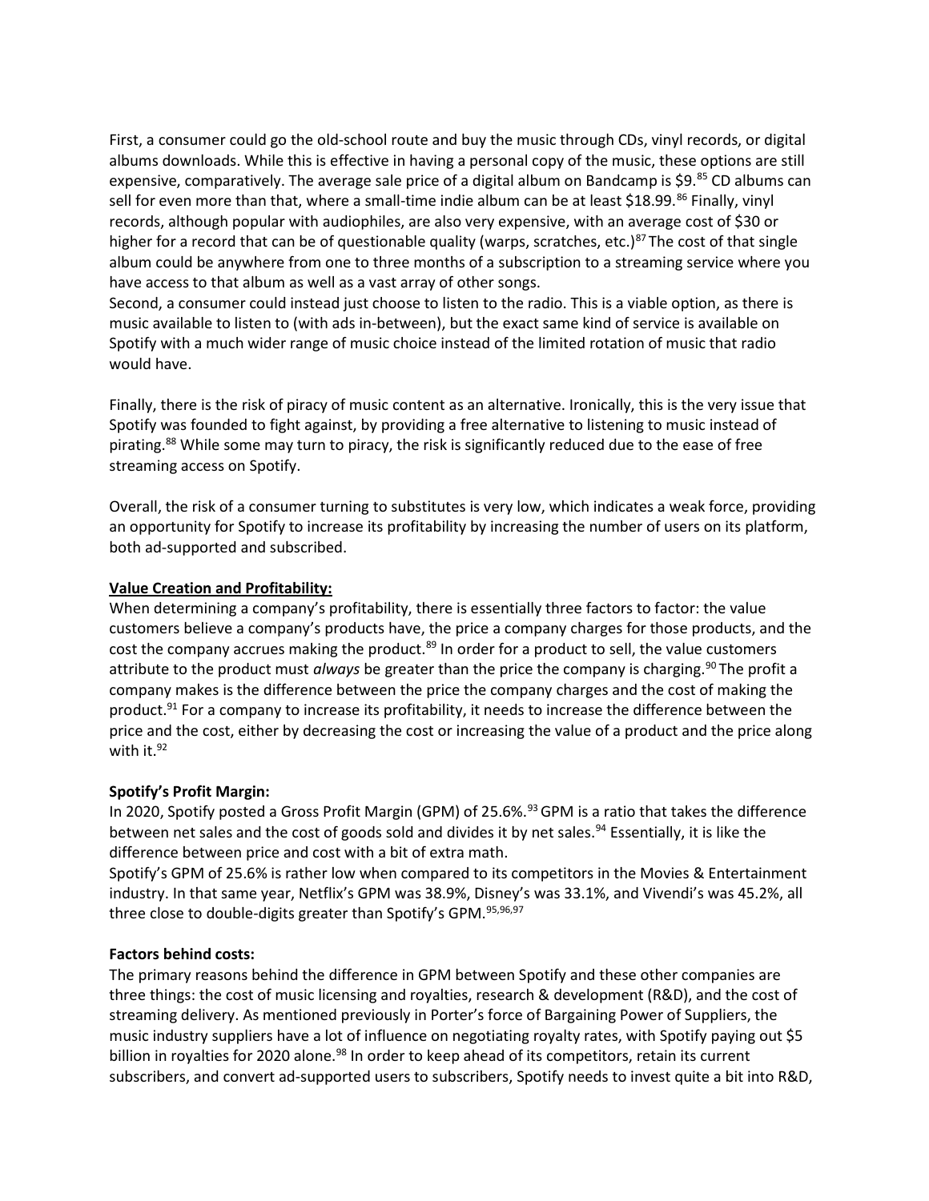First, a consumer could go the old-school route and buy the music through CDs, vinyl records, or digital albums downloads. While this is effective in having a personal copy of the music, these options are still expensive, comparatively. The average sale price of a digital album on Bandcamp is $9.[85] CD albums can sell for even more than that, where a small-time indie album can be at least $18.99.[86] Finally, vinyl records, although popular with audiophiles, are also very expensive, with an average cost of $30 or higher for a record that can be of questionable quality (warps, scratches, etc.)[87] The cost of that single album could be anywhere from one to three months of a subscription to a streaming service where you have access to that album as well as a vast array of other songs.

Second, a consumer could instead just choose to listen to the radio. This is a viable option, as there is music available to listen to (with ads in-between), but the exact same kind of service is available on Spotify with a much wider range of music choice instead of the limited rotation of music that radio would have.

Finally, there is the risk of piracy of music content as an alternative. Ironically, this is the very issue that Spotify was founded to fight against, by providing a free alternative to listening to music instead of pirating.[88] While some may turn to piracy, the risk is significantly reduced due to the ease of free streaming access on Spotify.

Overall, the risk of a consumer turning to substitutes is very low, which indicates a weak force, providing an opportunity for Spotify to increase its profitability by increasing the number of users on its platform, both ad-supported and subscribed.

**Value Creation and Profitability:**

When determining a company's profitability, there is essentially three factors to factor: the value customers believe a company's products have, the price a company charges for those products, and the cost the company accrues making the product.[89] In order for a product to sell, the value customers attribute to the product must *always* be greater than the price the company is charging.[90] The profit a company makes is the difference between the price the company charges and the cost of making the product.[91] For a company to increase its profitability, it needs to increase the difference between the price and the cost, either by decreasing the cost or increasing the value of a product and the price along with it.[92]

**Spotify's Profit Margin:**

In 2020, Spotify posted a Gross Profit Margin (GPM) of 25.6%.[93] GPM is a ratio that takes the difference between net sales and the cost of goods sold and divides it by net sales.[94] Essentially, it is like the difference between price and cost with a bit of extra math.

Spotify's GPM of 25.6% is rather low when compared to its competitors in the Movies & Entertainment industry. In that same year, Netflix's GPM was 38.9%, Disney's was 33.1%, and Vivendi's was 45.2%, all three close to double-digits greater than Spotify's GPM.[95,96,97]

**Factors behind costs:**

The primary reasons behind the difference in GPM between Spotify and these other companies are three things: the cost of music licensing and royalties, research & development (R&D), and the cost of streaming delivery. As mentioned previously in Porter's force of Bargaining Power of Suppliers, the music industry suppliers have a lot of influence on negotiating royalty rates, with Spotify paying out $5 billion in royalties for 2020 alone.[98] In order to keep ahead of its competitors, retain its current subscribers, and convert ad-supported users to subscribers, Spotify needs to invest quite a bit into R&D,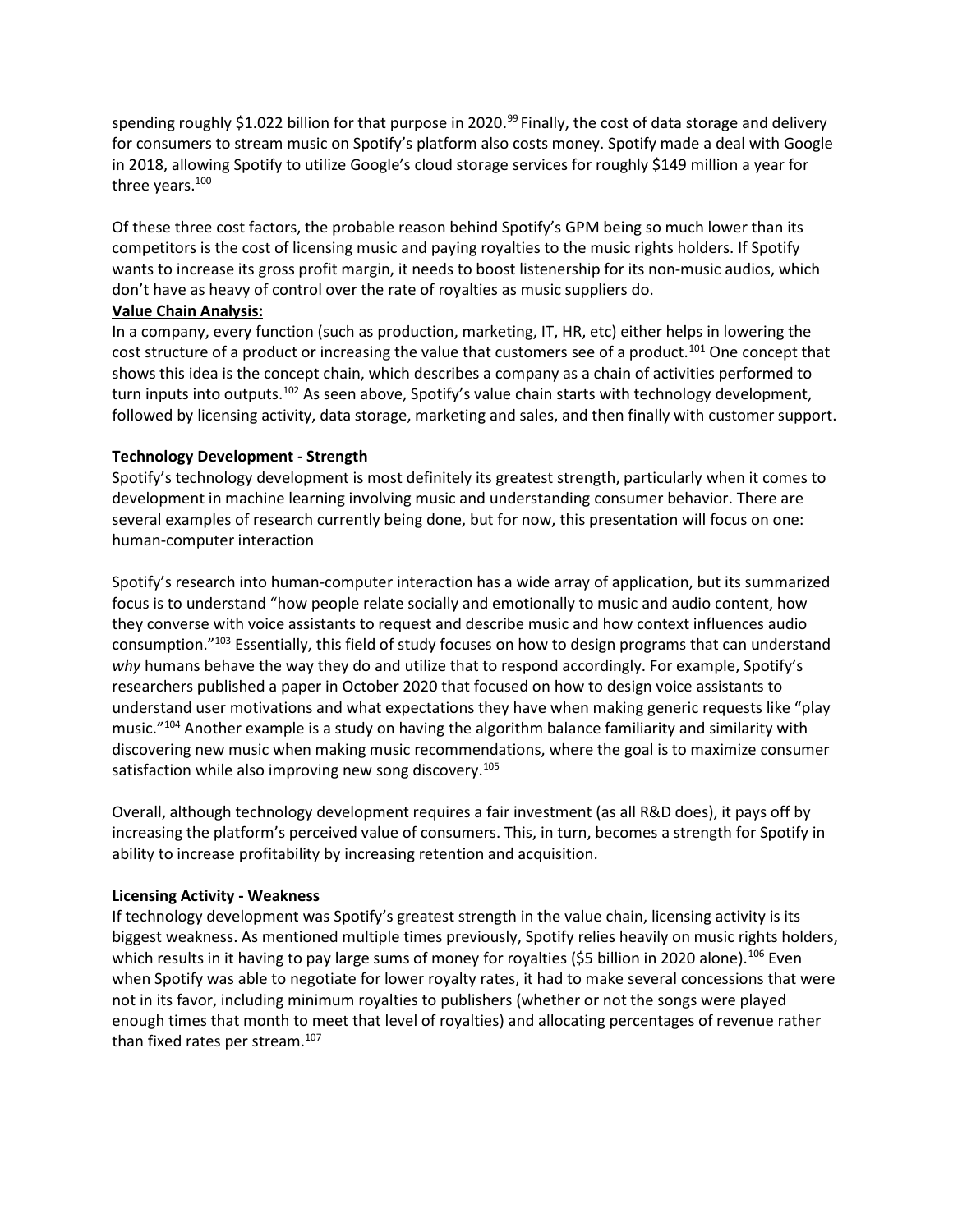spending roughly $1.022 billion for that purpose in 2020.[99] Finally, the cost of data storage and delivery for consumers to stream music on Spotify's platform also costs money. Spotify made a deal with Google in 2018, allowing Spotify to utilize Google's cloud storage services for roughly $149 million a year for three years.[100]

Of these three cost factors, the probable reason behind Spotify's GPM being so much lower than its competitors is the cost of licensing music and paying royalties to the music rights holders. If Spotify wants to increase its gross profit margin, it needs to boost listenership for its non-music audios, which don't have as heavy of control over the rate of royalties as music suppliers do.

**Value Chain Analysis:**

In a company, every function (such as production, marketing, IT, HR, etc) either helps in lowering the cost structure of a product or increasing the value that customers see of a product.[101] One concept that shows this idea is the concept chain, which describes a company as a chain of activities performed to turn inputs into outputs.[102] As seen above, Spotify's value chain starts with technology development, followed by licensing activity, data storage, marketing and sales, and then finally with customer support.

**Technology Development - Strength**

Spotify's technology development is most definitely its greatest strength, particularly when it comes to development in machine learning involving music and understanding consumer behavior. There are several examples of research currently being done, but for now, this presentation will focus on one: human-computer interaction

Spotify's research into human-computer interaction has a wide array of application, but its summarized focus is to understand "how people relate socially and emotionally to music and audio content, how they converse with voice assistants to request and describe music and how context influences audio consumption."[103] Essentially, this field of study focuses on how to design programs that can understand *why* humans behave the way they do and utilize that to respond accordingly. For example, Spotify's researchers published a paper in October 2020 that focused on how to design voice assistants to understand user motivations and what expectations they have when making generic requests like "play music."[104] Another example is a study on having the algorithm balance familiarity and similarity with discovering new music when making music recommendations, where the goal is to maximize consumer satisfaction while also improving new song discovery.[105]

Overall, although technology development requires a fair investment (as all R&D does), it pays off by increasing the platform's perceived value of consumers. This, in turn, becomes a strength for Spotify in ability to increase profitability by increasing retention and acquisition.

**Licensing Activity - Weakness**

If technology development was Spotify's greatest strength in the value chain, licensing activity is its biggest weakness. As mentioned multiple times previously, Spotify relies heavily on music rights holders, which results in it having to pay large sums of money for royalties ($5 billion in 2020 alone).[106] Even when Spotify was able to negotiate for lower royalty rates, it had to make several concessions that were not in its favor, including minimum royalties to publishers (whether or not the songs were played enough times that month to meet that level of royalties) and allocating percentages of revenue rather than fixed rates per stream.[107]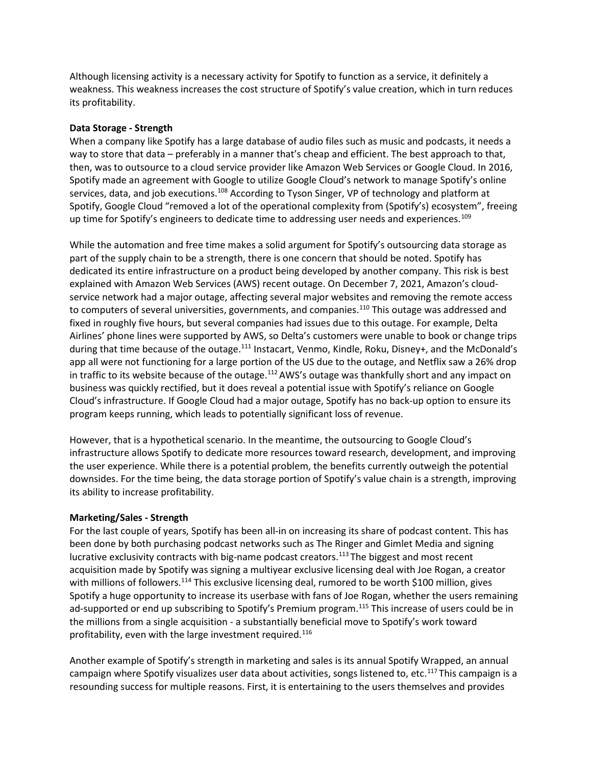Although licensing activity is a necessary activity for Spotify to function as a service, it definitely a weakness. This weakness increases the cost structure of Spotify's value creation, which in turn reduces its profitability.

**Data Storage - Strength**

When a company like Spotify has a large database of audio files such as music and podcasts, it needs a way to store that data – preferably in a manner that's cheap and efficient. The best approach to that, then, was to outsource to a cloud service provider like Amazon Web Services or Google Cloud. In 2016, Spotify made an agreement with Google to utilize Google Cloud's network to manage Spotify's online services, data, and job executions.[108] According to Tyson Singer, VP of technology and platform at Spotify, Google Cloud "removed a lot of the operational complexity from (Spotify's) ecosystem", freeing up time for Spotify's engineers to dedicate time to addressing user needs and experiences.[109]

While the automation and free time makes a solid argument for Spotify's outsourcing data storage as part of the supply chain to be a strength, there is one concern that should be noted. Spotify has dedicated its entire infrastructure on a product being developed by another company. This risk is best explained with Amazon Web Services (AWS) recent outage. On December 7, 2021, Amazon's cloud-service network had a major outage, affecting several major websites and removing the remote access to computers of several universities, governments, and companies.[110] This outage was addressed and fixed in roughly five hours, but several companies had issues due to this outage. For example, Delta Airlines' phone lines were supported by AWS, so Delta's customers were unable to book or change trips during that time because of the outage.[111] Instacart, Venmo, Kindle, Roku, Disney+, and the McDonald's app all were not functioning for a large portion of the US due to the outage, and Netflix saw a 26% drop in traffic to its website because of the outage.[112] AWS's outage was thankfully short and any impact on business was quickly rectified, but it does reveal a potential issue with Spotify's reliance on Google Cloud's infrastructure. If Google Cloud had a major outage, Spotify has no back-up option to ensure its program keeps running, which leads to potentially significant loss of revenue.

However, that is a hypothetical scenario. In the meantime, the outsourcing to Google Cloud's infrastructure allows Spotify to dedicate more resources toward research, development, and improving the user experience. While there is a potential problem, the benefits currently outweigh the potential downsides. For the time being, the data storage portion of Spotify's value chain is a strength, improving its ability to increase profitability.

**Marketing/Sales - Strength**

For the last couple of years, Spotify has been all-in on increasing its share of podcast content. This has been done by both purchasing podcast networks such as The Ringer and Gimlet Media and signing lucrative exclusivity contracts with big-name podcast creators.[113] The biggest and most recent acquisition made by Spotify was signing a multiyear exclusive licensing deal with Joe Rogan, a creator with millions of followers.[114] This exclusive licensing deal, rumored to be worth $100 million, gives Spotify a huge opportunity to increase its userbase with fans of Joe Rogan, whether the users remaining ad-supported or end up subscribing to Spotify's Premium program.[115] This increase of users could be in the millions from a single acquisition - a substantially beneficial move to Spotify's work toward profitability, even with the large investment required.[116]

Another example of Spotify's strength in marketing and sales is its annual Spotify Wrapped, an annual campaign where Spotify visualizes user data about activities, songs listened to, etc.[117] This campaign is a resounding success for multiple reasons. First, it is entertaining to the users themselves and provides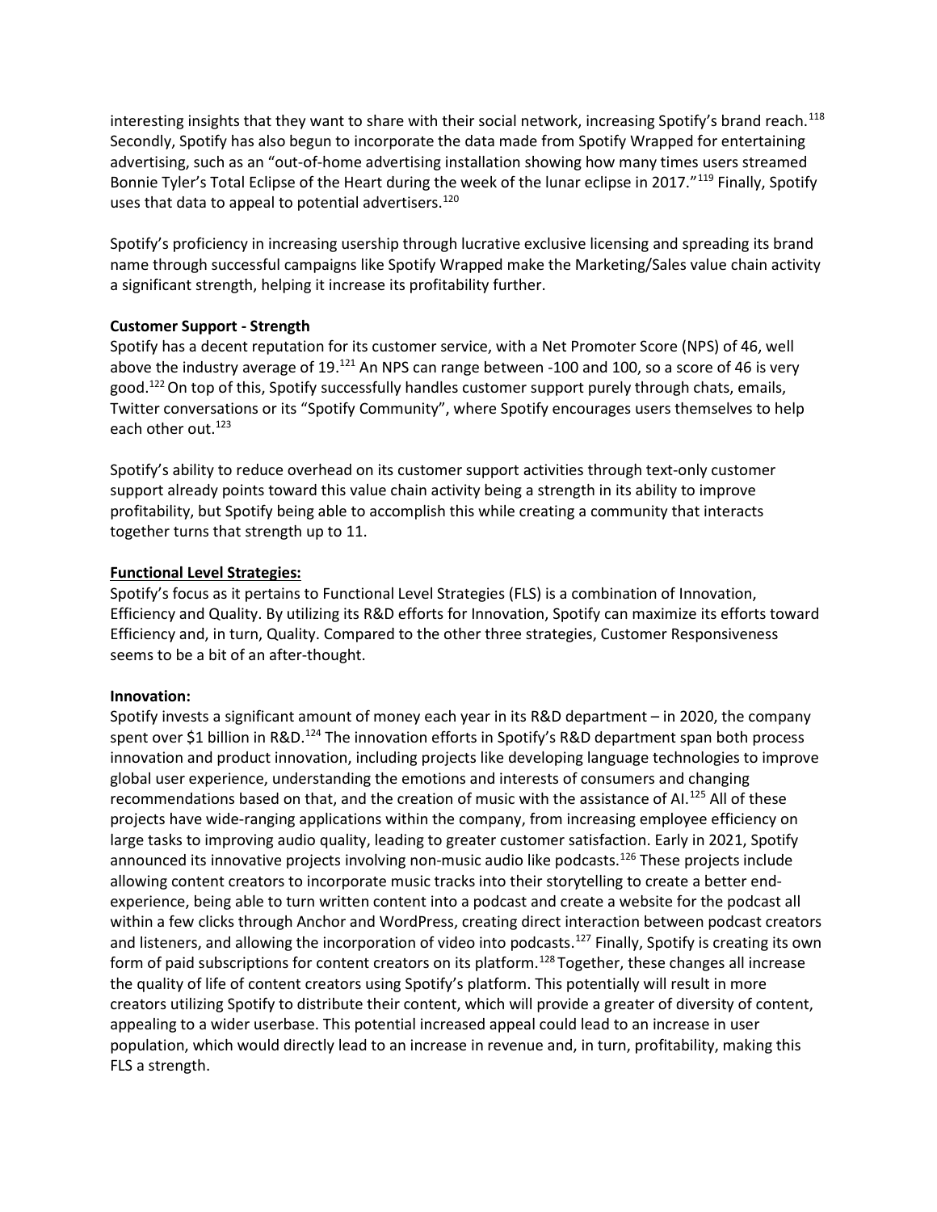interesting insights that they want to share with their social network, increasing Spotify's brand reach.[118] Secondly, Spotify has also begun to incorporate the data made from Spotify Wrapped for entertaining advertising, such as an "out-of-home advertising installation showing how many times users streamed Bonnie Tyler's Total Eclipse of the Heart during the week of the lunar eclipse in 2017."[119] Finally, Spotify uses that data to appeal to potential advertisers.[120]

Spotify's proficiency in increasing usership through lucrative exclusive licensing and spreading its brand name through successful campaigns like Spotify Wrapped make the Marketing/Sales value chain activity a significant strength, helping it increase its profitability further.

**Customer Support - Strength**

Spotify has a decent reputation for its customer service, with a Net Promoter Score (NPS) of 46, well above the industry average of 19.[121] An NPS can range between -100 and 100, so a score of 46 is very good.[122] On top of this, Spotify successfully handles customer support purely through chats, emails, Twitter conversations or its "Spotify Community", where Spotify encourages users themselves to help each other out.[123]

Spotify's ability to reduce overhead on its customer support activities through text-only customer support already points toward this value chain activity being a strength in its ability to improve profitability, but Spotify being able to accomplish this while creating a community that interacts together turns that strength up to 11.

**Functional Level Strategies:**

Spotify's focus as it pertains to Functional Level Strategies (FLS) is a combination of Innovation, Efficiency and Quality. By utilizing its R&D efforts for Innovation, Spotify can maximize its efforts toward Efficiency and, in turn, Quality. Compared to the other three strategies, Customer Responsiveness seems to be a bit of an after-thought.

**Innovation:**

Spotify invests a significant amount of money each year in its R&D department – in 2020, the company spent over $1 billion in R&D.[124] The innovation efforts in Spotify's R&D department span both process innovation and product innovation, including projects like developing language technologies to improve global user experience, understanding the emotions and interests of consumers and changing recommendations based on that, and the creation of music with the assistance of AI.[125] All of these projects have wide-ranging applications within the company, from increasing employee efficiency on large tasks to improving audio quality, leading to greater customer satisfaction. Early in 2021, Spotify announced its innovative projects involving non-music audio like podcasts.[126] These projects include allowing content creators to incorporate music tracks into their storytelling to create a better end-experience, being able to turn written content into a podcast and create a website for the podcast all within a few clicks through Anchor and WordPress, creating direct interaction between podcast creators and listeners, and allowing the incorporation of video into podcasts.[127] Finally, Spotify is creating its own form of paid subscriptions for content creators on its platform.[128] Together, these changes all increase the quality of life of content creators using Spotify's platform. This potentially will result in more creators utilizing Spotify to distribute their content, which will provide a greater of diversity of content, appealing to a wider userbase. This potential increased appeal could lead to an increase in user population, which would directly lead to an increase in revenue and, in turn, profitability, making this FLS a strength.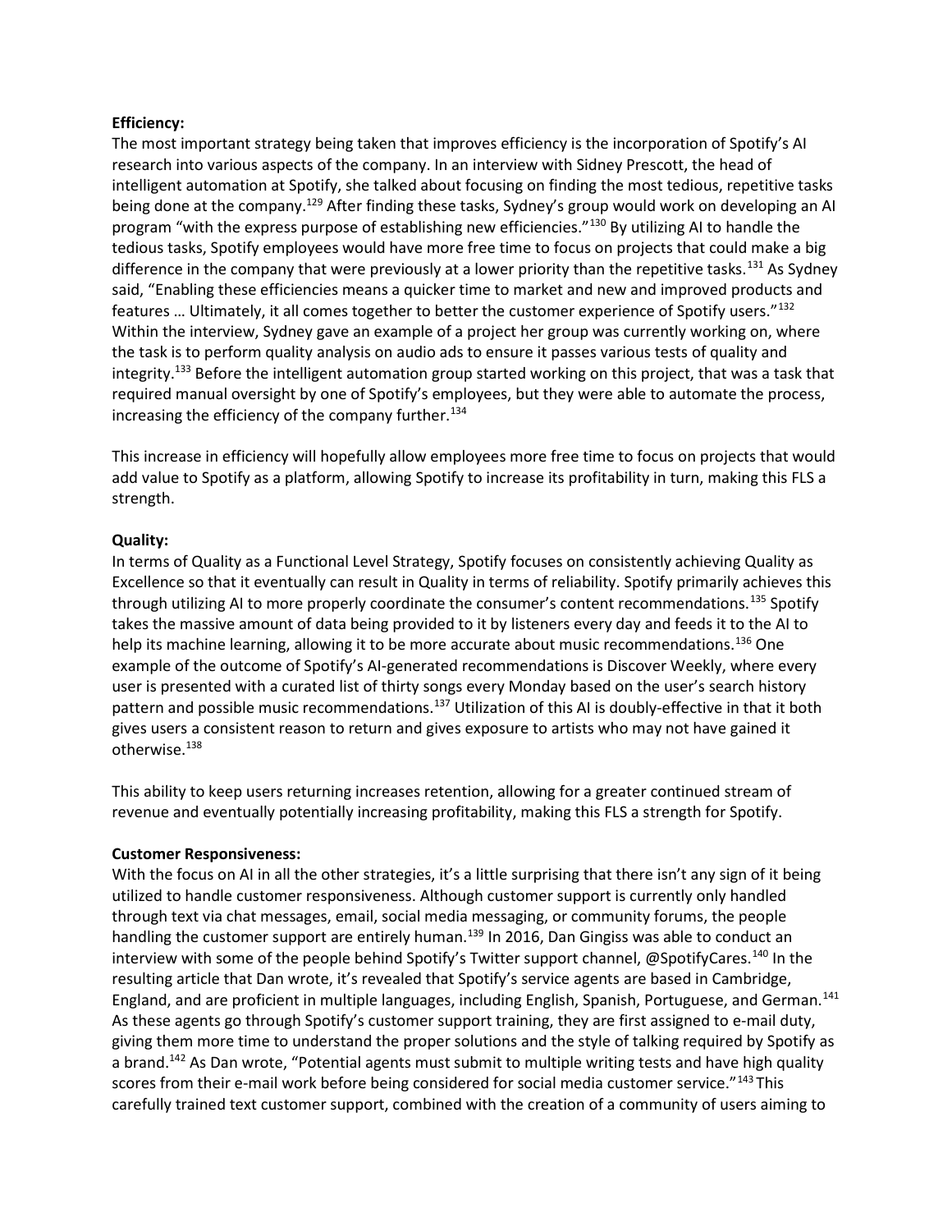**Efficiency:**

The most important strategy being taken that improves efficiency is the incorporation of Spotify's AI research into various aspects of the company. In an interview with Sidney Prescott, the head of intelligent automation at Spotify, she talked about focusing on finding the most tedious, repetitive tasks being done at the company.[129] After finding these tasks, Sydney's group would work on developing an AI program "with the express purpose of establishing new efficiencies."[130] By utilizing AI to handle the tedious tasks, Spotify employees would have more free time to focus on projects that could make a big difference in the company that were previously at a lower priority than the repetitive tasks.[131] As Sydney said, "Enabling these efficiencies means a quicker time to market and new and improved products and features … Ultimately, it all comes together to better the customer experience of Spotify users."[132] Within the interview, Sydney gave an example of a project her group was currently working on, where the task is to perform quality analysis on audio ads to ensure it passes various tests of quality and integrity.[133] Before the intelligent automation group started working on this project, that was a task that required manual oversight by one of Spotify's employees, but they were able to automate the process, increasing the efficiency of the company further.[134]

This increase in efficiency will hopefully allow employees more free time to focus on projects that would add value to Spotify as a platform, allowing Spotify to increase its profitability in turn, making this FLS a strength.

**Quality:**

In terms of Quality as a Functional Level Strategy, Spotify focuses on consistently achieving Quality as Excellence so that it eventually can result in Quality in terms of reliability. Spotify primarily achieves this through utilizing AI to more properly coordinate the consumer's content recommendations.[135] Spotify takes the massive amount of data being provided to it by listeners every day and feeds it to the AI to help its machine learning, allowing it to be more accurate about music recommendations.[136] One example of the outcome of Spotify's AI-generated recommendations is Discover Weekly, where every user is presented with a curated list of thirty songs every Monday based on the user's search history pattern and possible music recommendations.[137] Utilization of this AI is doubly-effective in that it both gives users a consistent reason to return and gives exposure to artists who may not have gained it otherwise.[138]

This ability to keep users returning increases retention, allowing for a greater continued stream of revenue and eventually potentially increasing profitability, making this FLS a strength for Spotify.

**Customer Responsiveness:**

With the focus on AI in all the other strategies, it's a little surprising that there isn't any sign of it being utilized to handle customer responsiveness. Although customer support is currently only handled through text via chat messages, email, social media messaging, or community forums, the people handling the customer support are entirely human.[139] In 2016, Dan Gingiss was able to conduct an interview with some of the people behind Spotify's Twitter support channel, @SpotifyCares.[140] In the resulting article that Dan wrote, it's revealed that Spotify's service agents are based in Cambridge, England, and are proficient in multiple languages, including English, Spanish, Portuguese, and German.[141] As these agents go through Spotify's customer support training, they are first assigned to e-mail duty, giving them more time to understand the proper solutions and the style of talking required by Spotify as a brand.[142] As Dan wrote, "Potential agents must submit to multiple writing tests and have high quality scores from their e-mail work before being considered for social media customer service."[143] This carefully trained text customer support, combined with the creation of a community of users aiming to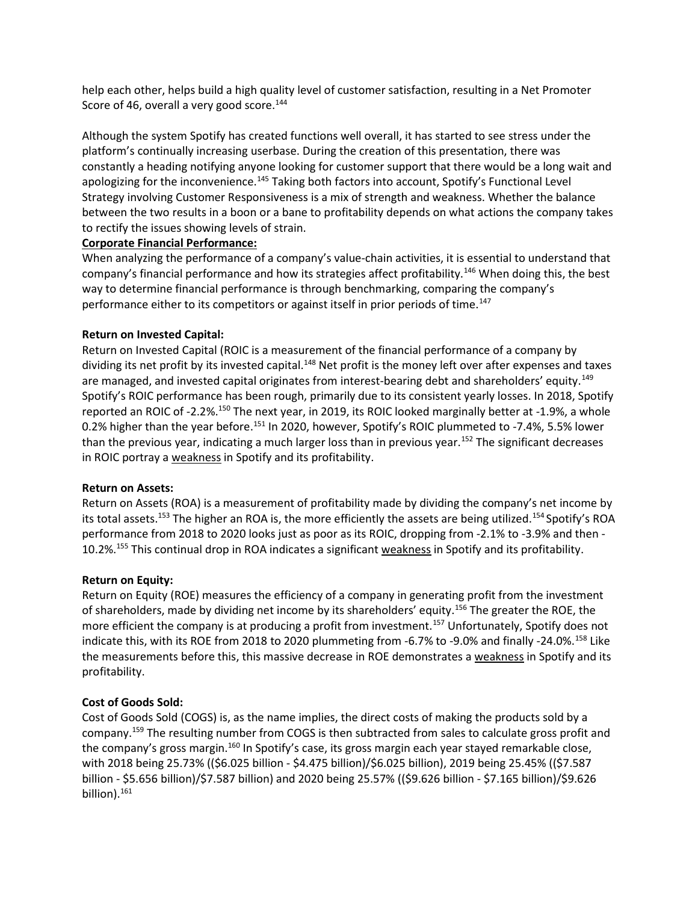help each other, helps build a high quality level of customer satisfaction, resulting in a Net Promoter Score of 46, overall a very good score.[144]

Although the system Spotify has created functions well overall, it has started to see stress under the platform's continually increasing userbase. During the creation of this presentation, there was constantly a heading notifying anyone looking for customer support that there would be a long wait and apologizing for the inconvenience.[145] Taking both factors into account, Spotify's Functional Level Strategy involving Customer Responsiveness is a mix of strength and weakness. Whether the balance between the two results in a boon or a bane to profitability depends on what actions the company takes to rectify the issues showing levels of strain.

**Corporate Financial Performance:**

When analyzing the performance of a company's value-chain activities, it is essential to understand that company's financial performance and how its strategies affect profitability.[146] When doing this, the best way to determine financial performance is through benchmarking, comparing the company's performance either to its competitors or against itself in prior periods of time.[147]

**Return on Invested Capital:**

Return on Invested Capital (ROIC is a measurement of the financial performance of a company by dividing its net profit by its invested capital.[148] Net profit is the money left over after expenses and taxes are managed, and invested capital originates from interest-bearing debt and shareholders' equity.[149] Spotify's ROIC performance has been rough, primarily due to its consistent yearly losses. In 2018, Spotify reported an ROIC of -2.2%.[150] The next year, in 2019, its ROIC looked marginally better at -1.9%, a whole 0.2% higher than the year before.[151] In 2020, however, Spotify's ROIC plummeted to -7.4%, 5.5% lower than the previous year, indicating a much larger loss than in previous year.[152] The significant decreases in ROIC portray a weakness in Spotify and its profitability.

**Return on Assets:**

Return on Assets (ROA) is a measurement of profitability made by dividing the company's net income by its total assets.[153] The higher an ROA is, the more efficiently the assets are being utilized.[154] Spotify's ROA performance from 2018 to 2020 looks just as poor as its ROIC, dropping from -2.1% to -3.9% and then -10.2%.[155] This continual drop in ROA indicates a significant weakness in Spotify and its profitability.

**Return on Equity:**

Return on Equity (ROE) measures the efficiency of a company in generating profit from the investment of shareholders, made by dividing net income by its shareholders' equity.[156] The greater the ROE, the more efficient the company is at producing a profit from investment.[157] Unfortunately, Spotify does not indicate this, with its ROE from 2018 to 2020 plummeting from -6.7% to -9.0% and finally -24.0%.[158] Like the measurements before this, this massive decrease in ROE demonstrates a weakness in Spotify and its profitability.

**Cost of Goods Sold:**

Cost of Goods Sold (COGS) is, as the name implies, the direct costs of making the products sold by a company.[159] The resulting number from COGS is then subtracted from sales to calculate gross profit and the company's gross margin.[160] In Spotify's case, its gross margin each year stayed remarkable close, with 2018 being 25.73% (($6.025 billion - $4.475 billion)/$6.025 billion), 2019 being 25.45% (($7.587 billion - $5.656 billion)/$7.587 billion) and 2020 being 25.57% (($9.626 billion - $7.165 billion)/$9.626 billion).[161]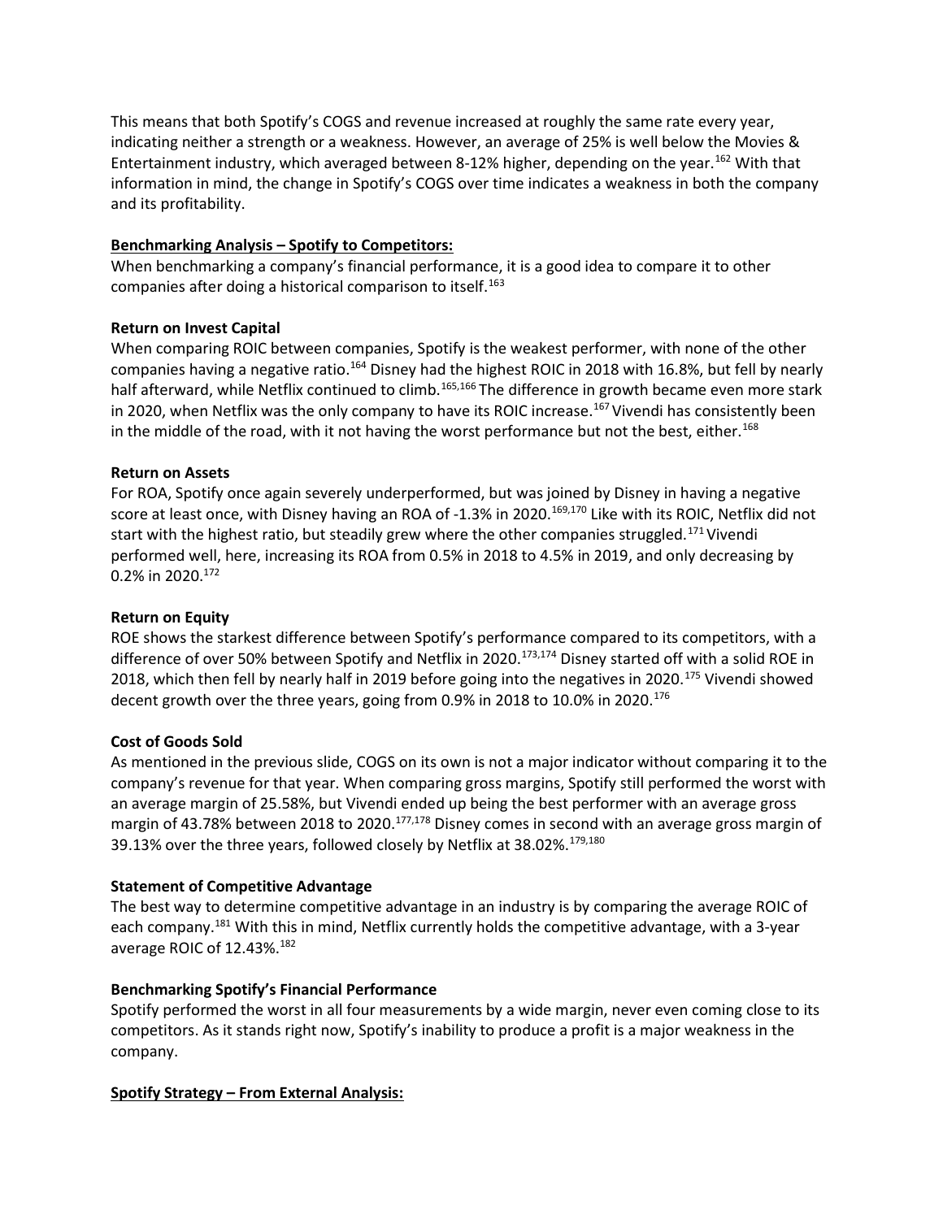This means that both Spotify's COGS and revenue increased at roughly the same rate every year, indicating neither a strength or a weakness. However, an average of 25% is well below the Movies & Entertainment industry, which averaged between 8-12% higher, depending on the year.[162] With that information in mind, the change in Spotify's COGS over time indicates a weakness in both the company and its profitability.

## Benchmarking Analysis – Spotify to Competitors:

When benchmarking a company's financial performance, it is a good idea to compare it to other companies after doing a historical comparison to itself.[163]

### Return on Invest Capital

When comparing ROIC between companies, Spotify is the weakest performer, with none of the other companies having a negative ratio.[164] Disney had the highest ROIC in 2018 with 16.8%, but fell by nearly half afterward, while Netflix continued to climb.[165,166] The difference in growth became even more stark in 2020, when Netflix was the only company to have its ROIC increase.[167] Vivendi has consistently been in the middle of the road, with it not having the worst performance but not the best, either.[168]

### Return on Assets

For ROA, Spotify once again severely underperformed, but was joined by Disney in having a negative score at least once, with Disney having an ROA of -1.3% in 2020.[169,170] Like with its ROIC, Netflix did not start with the highest ratio, but steadily grew where the other companies struggled.[171] Vivendi performed well, here, increasing its ROA from 0.5% in 2018 to 4.5% in 2019, and only decreasing by 0.2% in 2020.[172]

### Return on Equity

ROE shows the starkest difference between Spotify's performance compared to its competitors, with a difference of over 50% between Spotify and Netflix in 2020.[173,174] Disney started off with a solid ROE in 2018, which then fell by nearly half in 2019 before going into the negatives in 2020.[175] Vivendi showed decent growth over the three years, going from 0.9% in 2018 to 10.0% in 2020.[176]

### Cost of Goods Sold

As mentioned in the previous slide, COGS on its own is not a major indicator without comparing it to the company's revenue for that year. When comparing gross margins, Spotify still performed the worst with an average margin of 25.58%, but Vivendi ended up being the best performer with an average gross margin of 43.78% between 2018 to 2020.[177,178] Disney comes in second with an average gross margin of 39.13% over the three years, followed closely by Netflix at 38.02%.[179,180]

### Statement of Competitive Advantage

The best way to determine competitive advantage in an industry is by comparing the average ROIC of each company.[181] With this in mind, Netflix currently holds the competitive advantage, with a 3-year average ROIC of 12.43%.[182]

### Benchmarking Spotify's Financial Performance

Spotify performed the worst in all four measurements by a wide margin, never even coming close to its competitors. As it stands right now, Spotify's inability to produce a profit is a major weakness in the company.

## Spotify Strategy – From External Analysis: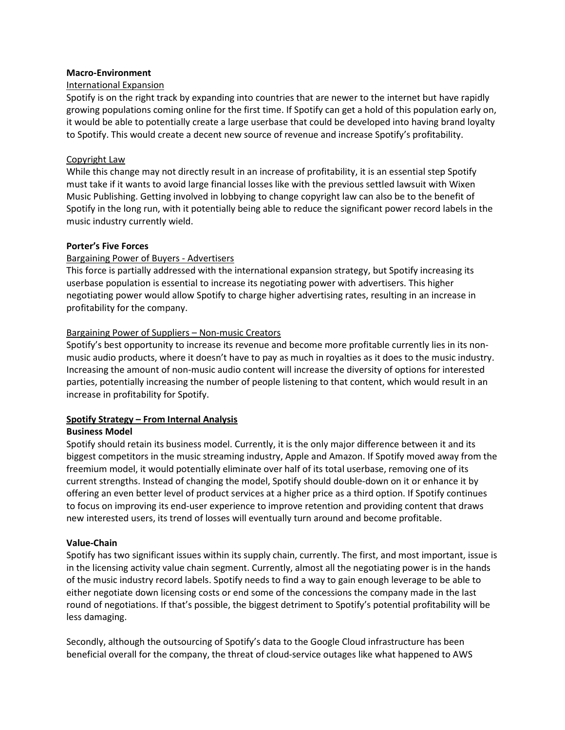**Macro-Environment**

International Expansion

Spotify is on the right track by expanding into countries that are newer to the internet but have rapidly growing populations coming online for the first time. If Spotify can get a hold of this population early on, it would be able to potentially create a large userbase that could be developed into having brand loyalty to Spotify. This would create a decent new source of revenue and increase Spotify's profitability.

Copyright Law

While this change may not directly result in an increase of profitability, it is an essential step Spotify must take if it wants to avoid large financial losses like with the previous settled lawsuit with Wixen Music Publishing. Getting involved in lobbying to change copyright law can also be to the benefit of Spotify in the long run, with it potentially being able to reduce the significant power record labels in the music industry currently wield.

**Porter's Five Forces**

Bargaining Power of Buyers - Advertisers

This force is partially addressed with the international expansion strategy, but Spotify increasing its userbase population is essential to increase its negotiating power with advertisers. This higher negotiating power would allow Spotify to charge higher advertising rates, resulting in an increase in profitability for the company.

Bargaining Power of Suppliers – Non-music Creators

Spotify's best opportunity to increase its revenue and become more profitable currently lies in its non-music audio products, where it doesn't have to pay as much in royalties as it does to the music industry. Increasing the amount of non-music audio content will increase the diversity of options for interested parties, potentially increasing the number of people listening to that content, which would result in an increase in profitability for Spotify.

**Spotify Strategy – From Internal Analysis**

**Business Model**

Spotify should retain its business model. Currently, it is the only major difference between it and its biggest competitors in the music streaming industry, Apple and Amazon. If Spotify moved away from the freemium model, it would potentially eliminate over half of its total userbase, removing one of its current strengths. Instead of changing the model, Spotify should double-down on it or enhance it by offering an even better level of product services at a higher price as a third option. If Spotify continues to focus on improving its end-user experience to improve retention and providing content that draws new interested users, its trend of losses will eventually turn around and become profitable.

**Value-Chain**

Spotify has two significant issues within its supply chain, currently. The first, and most important, issue is in the licensing activity value chain segment. Currently, almost all the negotiating power is in the hands of the music industry record labels. Spotify needs to find a way to gain enough leverage to be able to either negotiate down licensing costs or end some of the concessions the company made in the last round of negotiations. If that's possible, the biggest detriment to Spotify's potential profitability will be less damaging.

Secondly, although the outsourcing of Spotify's data to the Google Cloud infrastructure has been beneficial overall for the company, the threat of cloud-service outages like what happened to AWS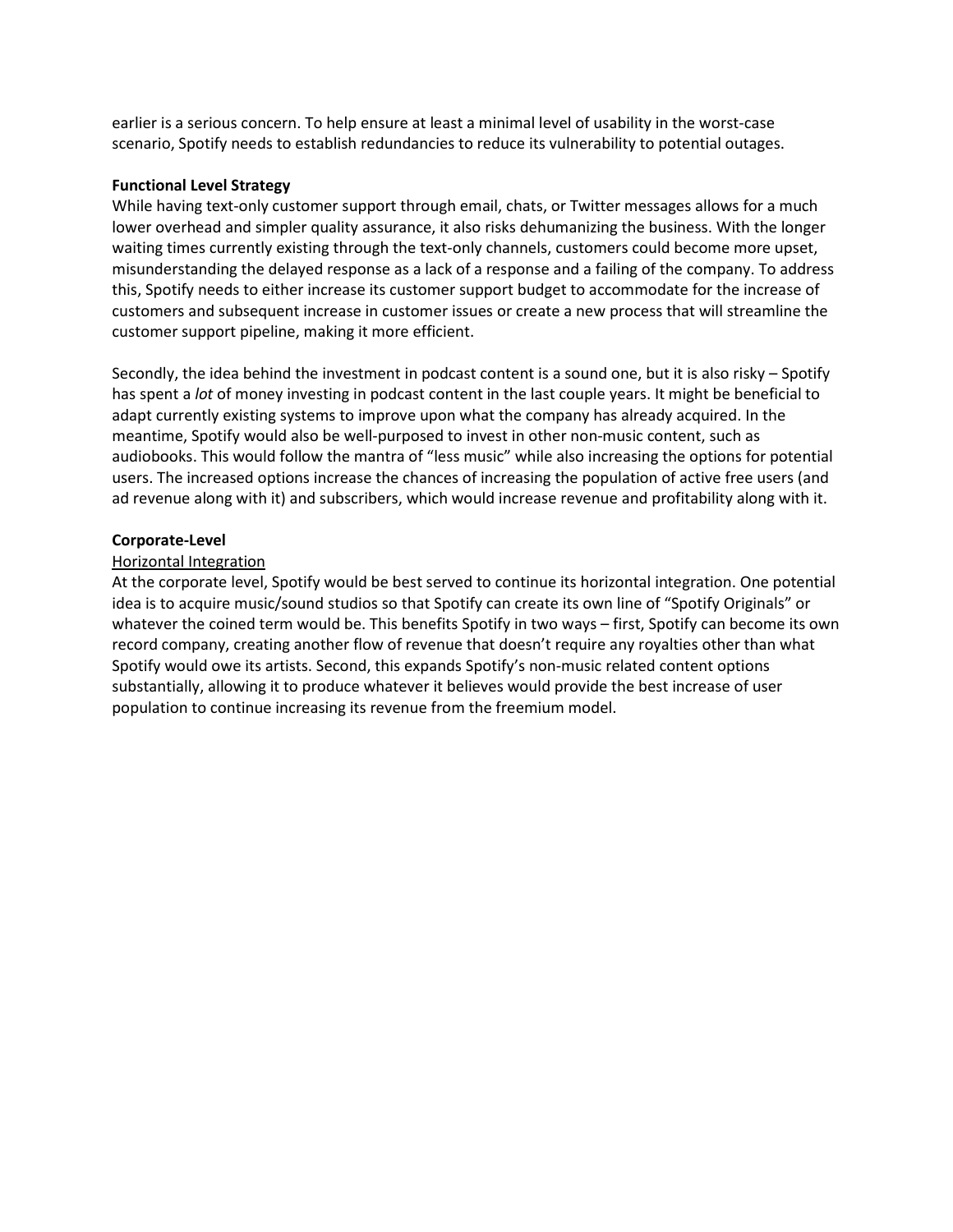earlier is a serious concern. To help ensure at least a minimal level of usability in the worst-case scenario, Spotify needs to establish redundancies to reduce its vulnerability to potential outages.

**Functional Level Strategy**

While having text-only customer support through email, chats, or Twitter messages allows for a much lower overhead and simpler quality assurance, it also risks dehumanizing the business. With the longer waiting times currently existing through the text-only channels, customers could become more upset, misunderstanding the delayed response as a lack of a response and a failing of the company. To address this, Spotify needs to either increase its customer support budget to accommodate for the increase of customers and subsequent increase in customer issues or create a new process that will streamline the customer support pipeline, making it more efficient.

Secondly, the idea behind the investment in podcast content is a sound one, but it is also risky – Spotify has spent a *lot* of money investing in podcast content in the last couple years. It might be beneficial to adapt currently existing systems to improve upon what the company has already acquired. In the meantime, Spotify would also be well-purposed to invest in other non-music content, such as audiobooks. This would follow the mantra of "less music" while also increasing the options for potential users. The increased options increase the chances of increasing the population of active free users (and ad revenue along with it) and subscribers, which would increase revenue and profitability along with it.

**Corporate-Level**

<u>Horizontal Integration</u>

At the corporate level, Spotify would be best served to continue its horizontal integration. One potential idea is to acquire music/sound studios so that Spotify can create its own line of "Spotify Originals" or whatever the coined term would be. This benefits Spotify in two ways – first, Spotify can become its own record company, creating another flow of revenue that doesn't require any royalties other than what Spotify would owe its artists. Second, this expands Spotify's non-music related content options substantially, allowing it to produce whatever it believes would provide the best increase of user population to continue increasing its revenue from the freemium model.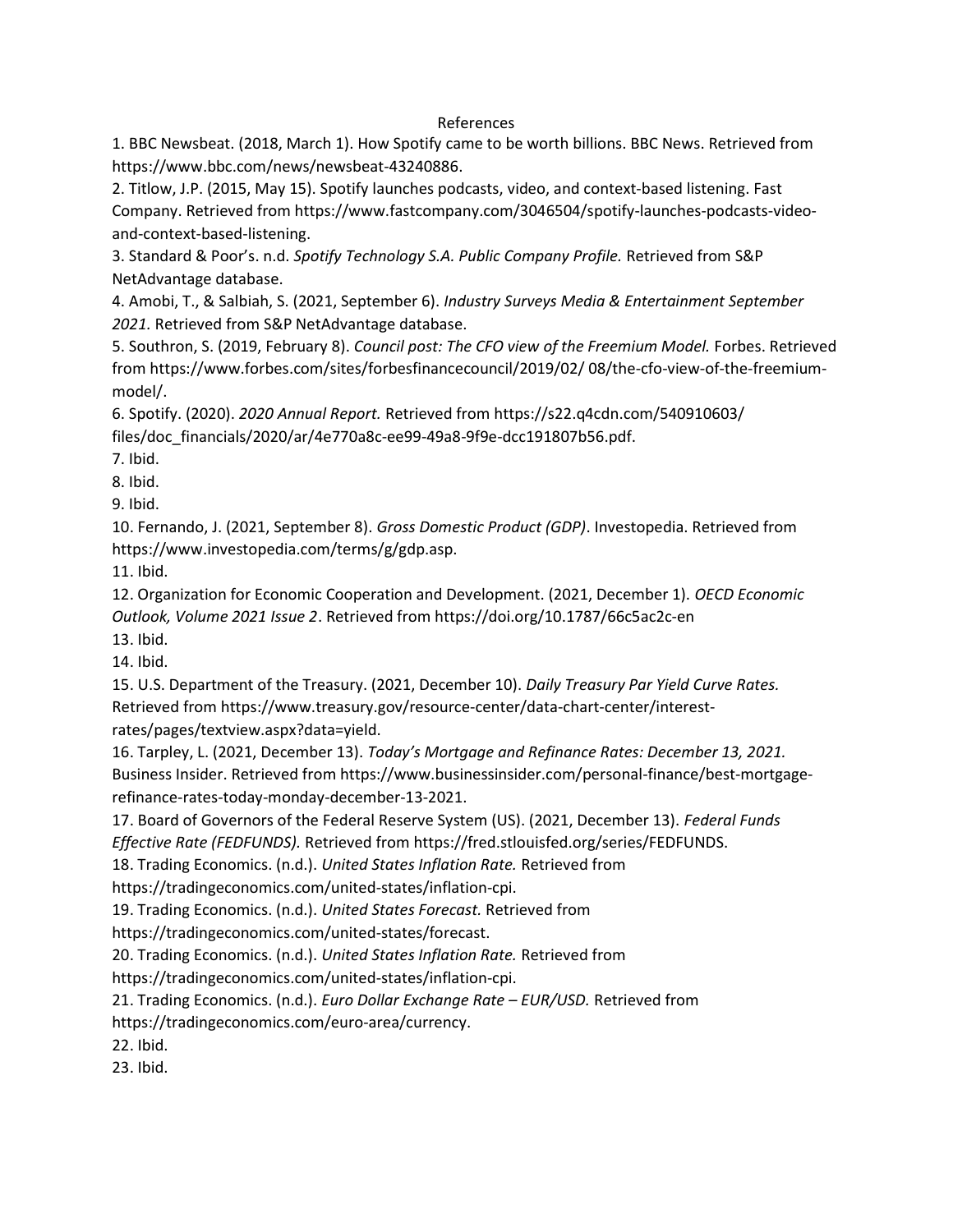# References

1. BBC Newsbeat. (2018, March 1). How Spotify came to be worth billions. BBC News. Retrieved from https://www.bbc.com/news/newsbeat-43240886.
2. Titlow, J.P. (2015, May 15). Spotify launches podcasts, video, and context-based listening. Fast Company. Retrieved from https://www.fastcompany.com/3046504/spotify-launches-podcasts-video-and-context-based-listening.
3. Standard & Poor's. n.d. *Spotify Technology S.A. Public Company Profile.* Retrieved from S&P NetAdvantage database.
4. Amobi, T., & Salbiah, S. (2021, September 6). *Industry Surveys Media & Entertainment September 2021.* Retrieved from S&P NetAdvantage database.
5. Southron, S. (2019, February 8). *Council post: The CFO view of the Freemium Model.* Forbes. Retrieved from https://www.forbes.com/sites/forbesfinancecouncil/2019/02/ 08/the-cfo-view-of-the-freemium-model/.
6. Spotify. (2020). *2020 Annual Report.* Retrieved from https://s22.q4cdn.com/540910603/ files/doc_financials/2020/ar/4e770a8c-ee99-49a8-9f9e-dcc191807b56.pdf.
7. Ibid.
8. Ibid.
9. Ibid.
10. Fernando, J. (2021, September 8). *Gross Domestic Product (GDP)*. Investopedia. Retrieved from https://www.investopedia.com/terms/g/gdp.asp.
11. Ibid.
12. Organization for Economic Cooperation and Development. (2021, December 1). *OECD Economic Outlook, Volume 2021 Issue 2*. Retrieved from https://doi.org/10.1787/66c5ac2c-en
13. Ibid.
14. Ibid.
15. U.S. Department of the Treasury. (2021, December 10). *Daily Treasury Par Yield Curve Rates.* Retrieved from https://www.treasury.gov/resource-center/data-chart-center/interest-rates/pages/textview.aspx?data=yield.
16. Tarpley, L. (2021, December 13). *Today's Mortgage and Refinance Rates: December 13, 2021.* Business Insider. Retrieved from https://www.businessinsider.com/personal-finance/best-mortgage-refinance-rates-today-monday-december-13-2021.
17. Board of Governors of the Federal Reserve System (US). (2021, December 13). *Federal Funds Effective Rate (FEDFUNDS).* Retrieved from https://fred.stlouisfed.org/series/FEDFUNDS.
18. Trading Economics. (n.d.). *United States Inflation Rate.* Retrieved from https://tradingeconomics.com/united-states/inflation-cpi.
19. Trading Economics. (n.d.). *United States Forecast.* Retrieved from https://tradingeconomics.com/united-states/forecast.
20. Trading Economics. (n.d.). *United States Inflation Rate.* Retrieved from https://tradingeconomics.com/united-states/inflation-cpi.
21. Trading Economics. (n.d.). *Euro Dollar Exchange Rate – EUR/USD.* Retrieved from https://tradingeconomics.com/euro-area/currency.
22. Ibid.
23. Ibid.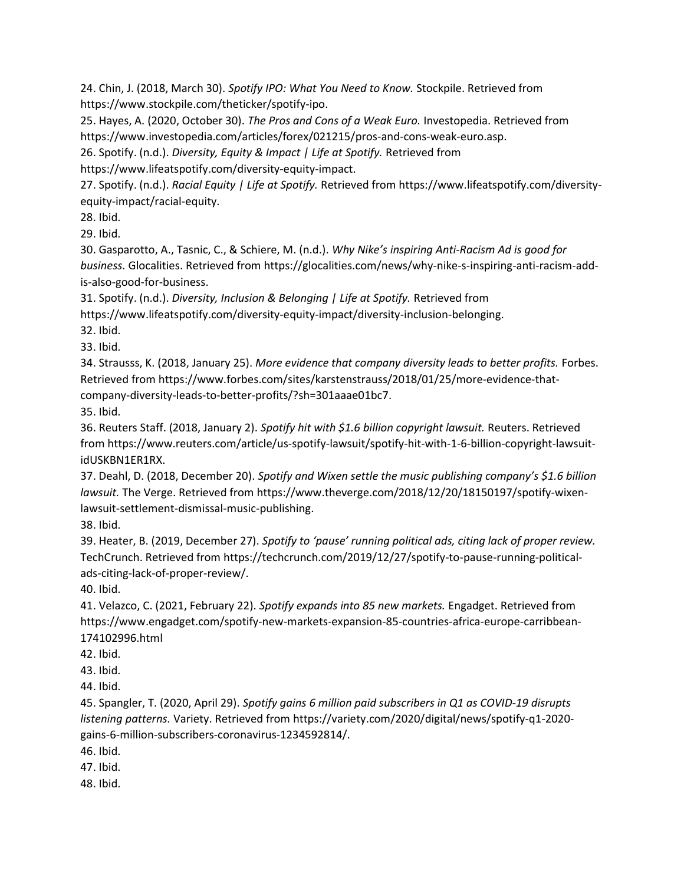24. Chin, J. (2018, March 30). *Spotify IPO: What You Need to Know.* Stockpile. Retrieved from https://www.stockpile.com/theticker/spotify-ipo.

25. Hayes, A. (2020, October 30). *The Pros and Cons of a Weak Euro.* Investopedia. Retrieved from https://www.investopedia.com/articles/forex/021215/pros-and-cons-weak-euro.asp.

26. Spotify. (n.d.). *Diversity, Equity & Impact | Life at Spotify.* Retrieved from https://www.lifeatspotify.com/diversity-equity-impact.

27. Spotify. (n.d.). *Racial Equity | Life at Spotify.* Retrieved from https://www.lifeatspotify.com/diversity-equity-impact/racial-equity.

28. Ibid.

29. Ibid.

30. Gasparotto, A., Tasnic, C., & Schiere, M. (n.d.). *Why Nike's inspiring Anti-Racism Ad is good for business.* Glocalities. Retrieved from https://glocalities.com/news/why-nike-s-inspiring-anti-racism-add-is-also-good-for-business.

31. Spotify. (n.d.). *Diversity, Inclusion & Belonging | Life at Spotify.* Retrieved from https://www.lifeatspotify.com/diversity-equity-impact/diversity-inclusion-belonging.

32. Ibid.

33. Ibid.

34. Strausss, K. (2018, January 25). *More evidence that company diversity leads to better profits.* Forbes. Retrieved from https://www.forbes.com/sites/karstenstrauss/2018/01/25/more-evidence-that-company-diversity-leads-to-better-profits/?sh=301aaae01bc7.

35. Ibid.

36. Reuters Staff. (2018, January 2). *Spotify hit with $1.6 billion copyright lawsuit.* Reuters. Retrieved from https://www.reuters.com/article/us-spotify-lawsuit/spotify-hit-with-1-6-billion-copyright-lawsuit-idUSKBN1ER1RX.

37. Deahl, D. (2018, December 20). *Spotify and Wixen settle the music publishing company's $1.6 billion lawsuit.* The Verge. Retrieved from https://www.theverge.com/2018/12/20/18150197/spotify-wixen-lawsuit-settlement-dismissal-music-publishing.

38. Ibid.

39. Heater, B. (2019, December 27). *Spotify to 'pause' running political ads, citing lack of proper review.* TechCrunch. Retrieved from https://techcrunch.com/2019/12/27/spotify-to-pause-running-political-ads-citing-lack-of-proper-review/.

40. Ibid.

41. Velazco, C. (2021, February 22). *Spotify expands into 85 new markets.* Engadget. Retrieved from https://www.engadget.com/spotify-new-markets-expansion-85-countries-africa-europe-carribbean-174102996.html

42. Ibid.

43. Ibid.

44. Ibid.

45. Spangler, T. (2020, April 29). *Spotify gains 6 million paid subscribers in Q1 as COVID-19 disrupts listening patterns.* Variety. Retrieved from https://variety.com/2020/digital/news/spotify-q1-2020-gains-6-million-subscribers-coronavirus-1234592814/.

46. Ibid.

47. Ibid.

48. Ibid.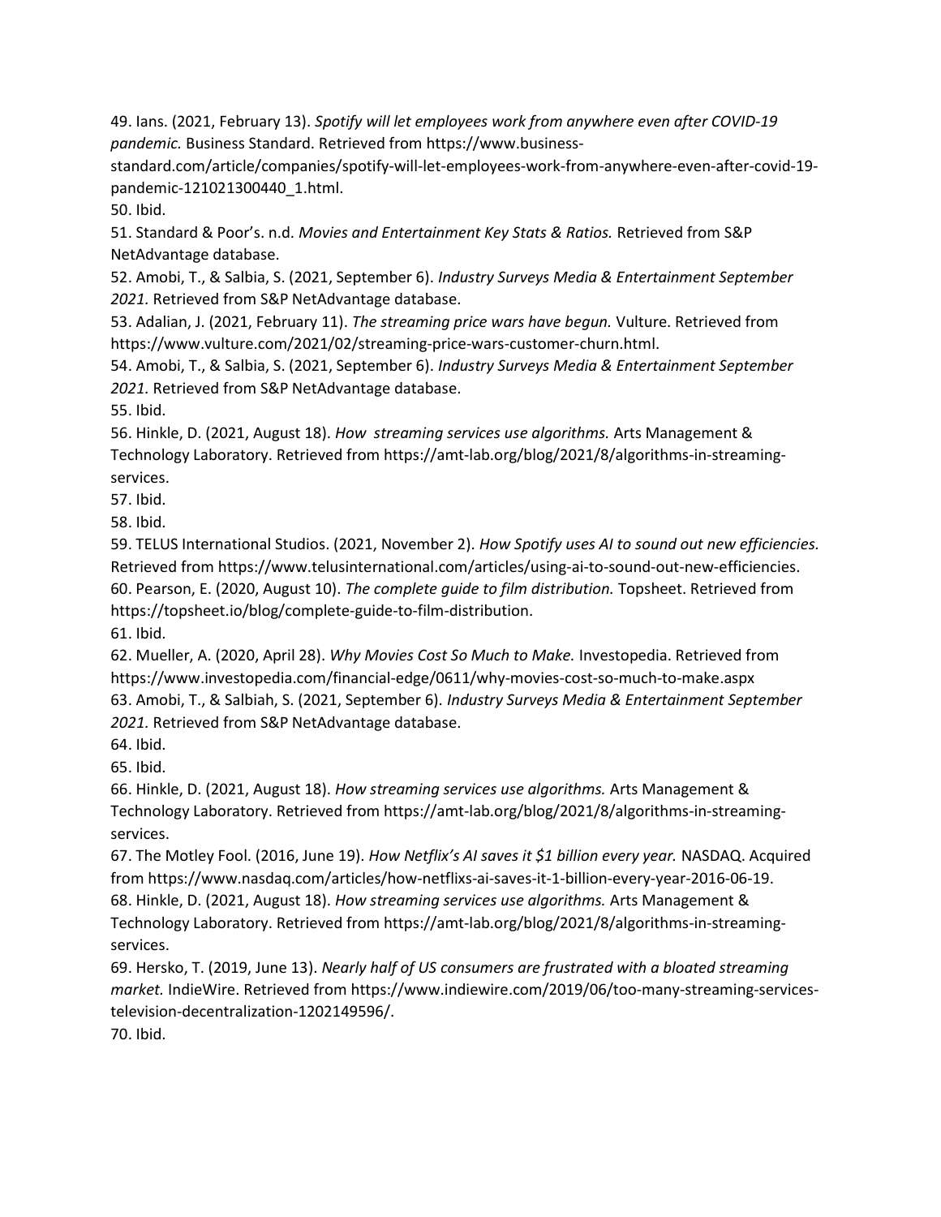49. Ians. (2021, February 13). *Spotify will let employees work from anywhere even after COVID-19 pandemic.* Business Standard. Retrieved from https://www.business-standard.com/article/companies/spotify-will-let-employees-work-from-anywhere-even-after-covid-19-pandemic-121021300440_1.html.

50. Ibid.

51. Standard & Poor's. n.d. *Movies and Entertainment Key Stats & Ratios.* Retrieved from S&P NetAdvantage database.

52. Amobi, T., & Salbia, S. (2021, September 6). *Industry Surveys Media & Entertainment September 2021.* Retrieved from S&P NetAdvantage database.

53. Adalian, J. (2021, February 11). *The streaming price wars have begun.* Vulture. Retrieved from https://www.vulture.com/2021/02/streaming-price-wars-customer-churn.html.

54. Amobi, T., & Salbia, S. (2021, September 6). *Industry Surveys Media & Entertainment September 2021.* Retrieved from S&P NetAdvantage database.

55. Ibid.

56. Hinkle, D. (2021, August 18). *How streaming services use algorithms.* Arts Management & Technology Laboratory. Retrieved from https://amt-lab.org/blog/2021/8/algorithms-in-streaming-services.

57. Ibid.

58. Ibid.

59. TELUS International Studios. (2021, November 2). *How Spotify uses AI to sound out new efficiencies.* Retrieved from https://www.telusinternational.com/articles/using-ai-to-sound-out-new-efficiencies.

60. Pearson, E. (2020, August 10). *The complete guide to film distribution.* Topsheet. Retrieved from https://topsheet.io/blog/complete-guide-to-film-distribution.

61. Ibid.

62. Mueller, A. (2020, April 28). *Why Movies Cost So Much to Make.* Investopedia. Retrieved from https://www.investopedia.com/financial-edge/0611/why-movies-cost-so-much-to-make.aspx

63. Amobi, T., & Salbiah, S. (2021, September 6). *Industry Surveys Media & Entertainment September 2021.* Retrieved from S&P NetAdvantage database.

64. Ibid.

65. Ibid.

66. Hinkle, D. (2021, August 18). *How streaming services use algorithms.* Arts Management & Technology Laboratory. Retrieved from https://amt-lab.org/blog/2021/8/algorithms-in-streaming-services.

67. The Motley Fool. (2016, June 19). *How Netflix's AI saves it $1 billion every year.* NASDAQ. Acquired from https://www.nasdaq.com/articles/how-netflixs-ai-saves-it-1-billion-every-year-2016-06-19.

68. Hinkle, D. (2021, August 18). *How streaming services use algorithms.* Arts Management & Technology Laboratory. Retrieved from https://amt-lab.org/blog/2021/8/algorithms-in-streaming-services.

69. Hersko, T. (2019, June 13). *Nearly half of US consumers are frustrated with a bloated streaming market.* IndieWire. Retrieved from https://www.indiewire.com/2019/06/too-many-streaming-services-television-decentralization-1202149596/.

70. Ibid.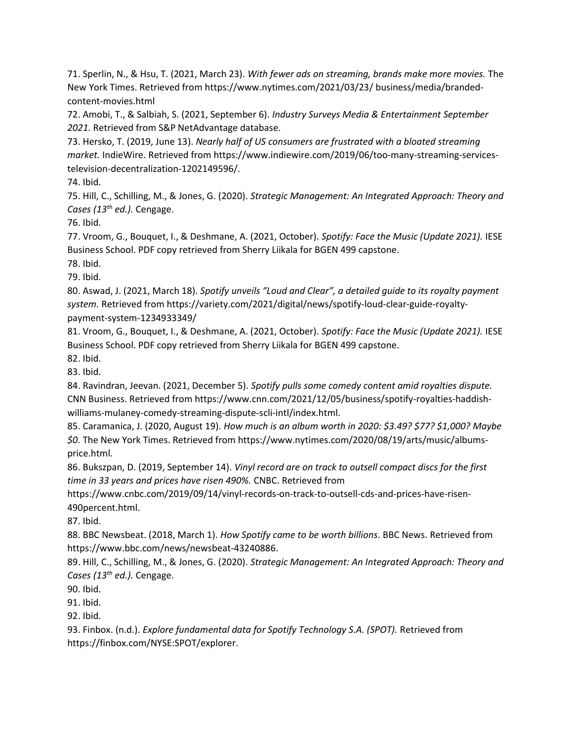71. Sperlin, N., & Hsu, T. (2021, March 23). *With fewer ads on streaming, brands make more movies.* The New York Times. Retrieved from https://www.nytimes.com/2021/03/23/ business/media/branded-content-movies.html

72. Amobi, T., & Salbiah, S. (2021, September 6). *Industry Surveys Media & Entertainment September 2021.* Retrieved from S&P NetAdvantage database.

73. Hersko, T. (2019, June 13). *Nearly half of US consumers are frustrated with a bloated streaming market.* IndieWire. Retrieved from https://www.indiewire.com/2019/06/too-many-streaming-services-television-decentralization-1202149596/.

74. Ibid.

75. Hill, C., Schilling, M., & Jones, G. (2020). *Strategic Management: An Integrated Approach: Theory and Cases (13th ed.).* Cengage.

76. Ibid.

77. Vroom, G., Bouquet, I., & Deshmane, A. (2021, October). *Spotify: Face the Music (Update 2021).* IESE Business School. PDF copy retrieved from Sherry Liikala for BGEN 499 capstone.

78. Ibid.

79. Ibid.

80. Aswad, J. (2021, March 18). *Spotify unveils "Loud and Clear", a detailed guide to its royalty payment system.* Retrieved from https://variety.com/2021/digital/news/spotify-loud-clear-guide-royalty-payment-system-1234933349/

81. Vroom, G., Bouquet, I., & Deshmane, A. (2021, October). *Spotify: Face the Music (Update 2021).* IESE Business School. PDF copy retrieved from Sherry Liikala for BGEN 499 capstone.

82. Ibid.

83. Ibid.

84. Ravindran, Jeevan. (2021, December 5). *Spotify pulls some comedy content amid royalties dispute.* CNN Business. Retrieved from https://www.cnn.com/2021/12/05/business/spotify-royalties-haddish-williams-mulaney-comedy-streaming-dispute-scli-intl/index.html.

85. Caramanica, J. (2020, August 19). *How much is an album worth in 2020: $3.49? $77? $1,000? Maybe $0.* The New York Times. Retrieved from https://www.nytimes.com/2020/08/19/arts/music/albums-price.html.

86. Bukszpan, D. (2019, September 14). *Vinyl record are on track to outsell compact discs for the first time in 33 years and prices have risen 490%.* CNBC. Retrieved from https://www.cnbc.com/2019/09/14/vinyl-records-on-track-to-outsell-cds-and-prices-have-risen-490percent.html.

87. Ibid.

88. BBC Newsbeat. (2018, March 1). *How Spotify came to be worth billions*. BBC News. Retrieved from https://www.bbc.com/news/newsbeat-43240886.

89. Hill, C., Schilling, M., & Jones, G. (2020). *Strategic Management: An Integrated Approach: Theory and Cases (13th ed.).* Cengage.

90. Ibid.

91. Ibid.

92. Ibid.

93. Finbox. (n.d.). *Explore fundamental data for Spotify Technology S.A. (SPOT).* Retrieved from https://finbox.com/NYSE:SPOT/explorer.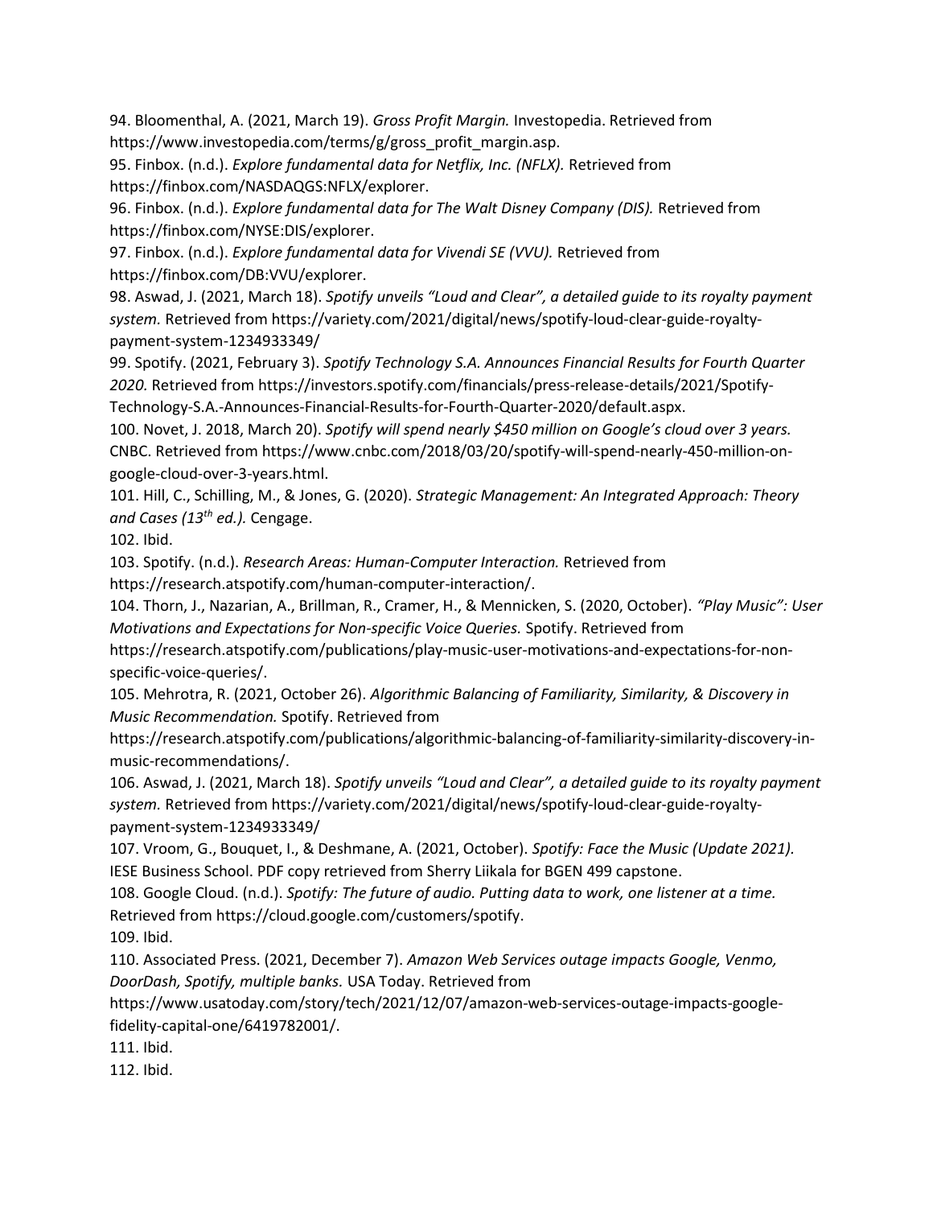94. Bloomenthal, A. (2021, March 19). *Gross Profit Margin.* Investopedia. Retrieved from https://www.investopedia.com/terms/g/gross_profit_margin.asp.

95. Finbox. (n.d.). *Explore fundamental data for Netflix, Inc. (NFLX).* Retrieved from https://finbox.com/NASDAQGS:NFLX/explorer.

96. Finbox. (n.d.). *Explore fundamental data for The Walt Disney Company (DIS).* Retrieved from https://finbox.com/NYSE:DIS/explorer.

97. Finbox. (n.d.). *Explore fundamental data for Vivendi SE (VVU).* Retrieved from https://finbox.com/DB:VVU/explorer.

98. Aswad, J. (2021, March 18). *Spotify unveils "Loud and Clear", a detailed guide to its royalty payment system.* Retrieved from https://variety.com/2021/digital/news/spotify-loud-clear-guide-royalty-payment-system-1234933349/

99. Spotify. (2021, February 3). *Spotify Technology S.A. Announces Financial Results for Fourth Quarter 2020.* Retrieved from https://investors.spotify.com/financials/press-release-details/2021/Spotify-Technology-S.A.-Announces-Financial-Results-for-Fourth-Quarter-2020/default.aspx.

100. Novet, J. 2018, March 20). *Spotify will spend nearly $450 million on Google's cloud over 3 years.* CNBC. Retrieved from https://www.cnbc.com/2018/03/20/spotify-will-spend-nearly-450-million-on-google-cloud-over-3-years.html.

101. Hill, C., Schilling, M., & Jones, G. (2020). *Strategic Management: An Integrated Approach: Theory and Cases (13th ed.).* Cengage.

102. Ibid.

103. Spotify. (n.d.). *Research Areas: Human-Computer Interaction.* Retrieved from https://research.atspotify.com/human-computer-interaction/.

104. Thorn, J., Nazarian, A., Brillman, R., Cramer, H., & Mennicken, S. (2020, October). *"Play Music": User Motivations and Expectations for Non-specific Voice Queries.* Spotify. Retrieved from https://research.atspotify.com/publications/play-music-user-motivations-and-expectations-for-non-specific-voice-queries/.

105. Mehrotra, R. (2021, October 26). *Algorithmic Balancing of Familiarity, Similarity, & Discovery in Music Recommendation.* Spotify. Retrieved from https://research.atspotify.com/publications/algorithmic-balancing-of-familiarity-similarity-discovery-in-music-recommendations/.

106. Aswad, J. (2021, March 18). *Spotify unveils "Loud and Clear", a detailed guide to its royalty payment system.* Retrieved from https://variety.com/2021/digital/news/spotify-loud-clear-guide-royalty-payment-system-1234933349/

107. Vroom, G., Bouquet, I., & Deshmane, A. (2021, October). *Spotify: Face the Music (Update 2021).* IESE Business School. PDF copy retrieved from Sherry Liikala for BGEN 499 capstone.

108. Google Cloud. (n.d.). *Spotify: The future of audio. Putting data to work, one listener at a time.* Retrieved from https://cloud.google.com/customers/spotify.

109. Ibid.

110. Associated Press. (2021, December 7). *Amazon Web Services outage impacts Google, Venmo, DoorDash, Spotify, multiple banks.* USA Today. Retrieved from https://www.usatoday.com/story/tech/2021/12/07/amazon-web-services-outage-impacts-google-fidelity-capital-one/6419782001/.

111. Ibid.

112. Ibid.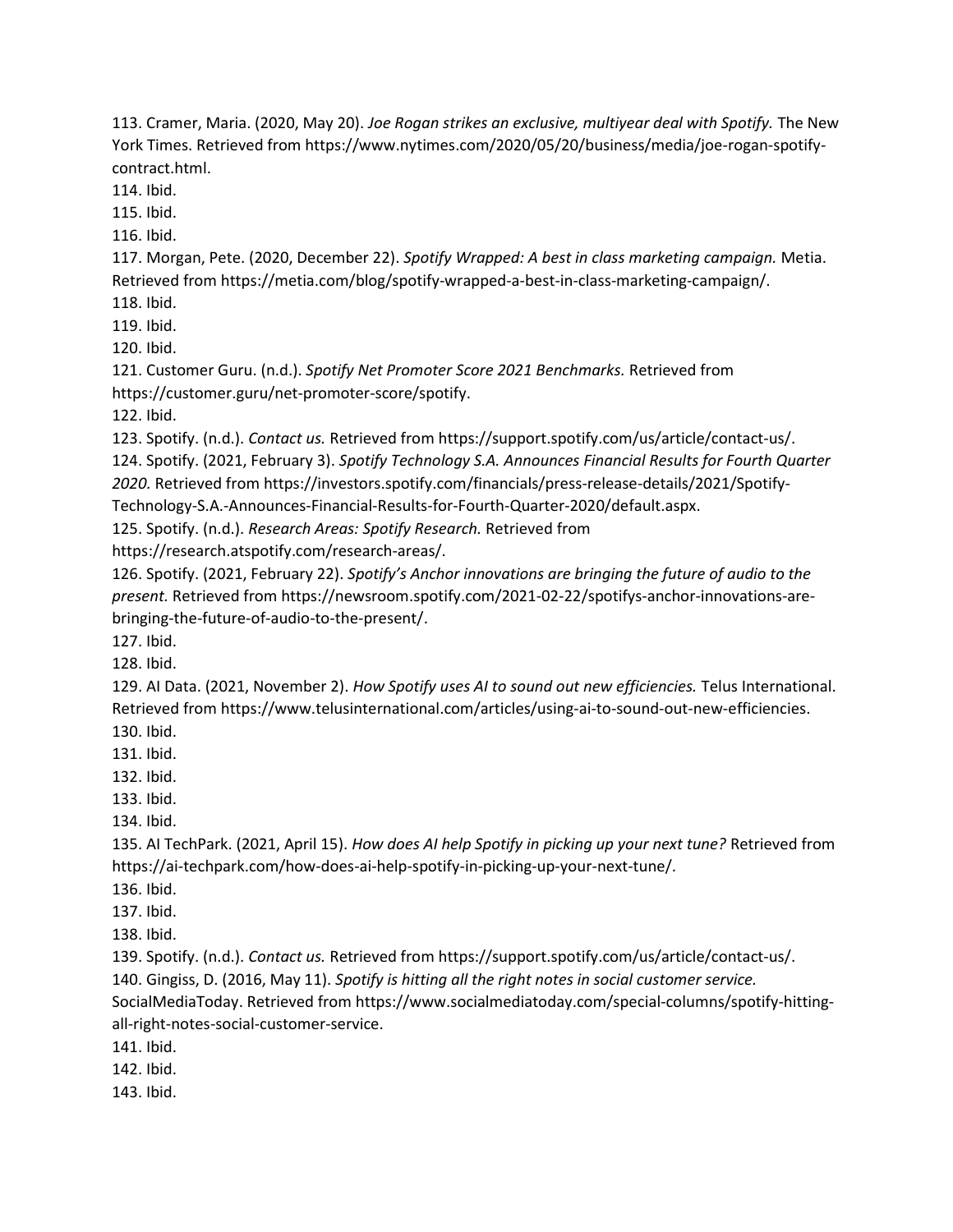113. Cramer, Maria. (2020, May 20). *Joe Rogan strikes an exclusive, multiyear deal with Spotify.* The New York Times. Retrieved from https://www.nytimes.com/2020/05/20/business/media/joe-rogan-spotify-contract.html.

114. Ibid.

115. Ibid.

116. Ibid.

117. Morgan, Pete. (2020, December 22). *Spotify Wrapped: A best in class marketing campaign.* Metia. Retrieved from https://metia.com/blog/spotify-wrapped-a-best-in-class-marketing-campaign/.

118. Ibid.

119. Ibid.

120. Ibid.

121. Customer Guru. (n.d.). *Spotify Net Promoter Score 2021 Benchmarks.* Retrieved from https://customer.guru/net-promoter-score/spotify.

122. Ibid.

123. Spotify. (n.d.). *Contact us.* Retrieved from https://support.spotify.com/us/article/contact-us/.

124. Spotify. (2021, February 3). *Spotify Technology S.A. Announces Financial Results for Fourth Quarter 2020.* Retrieved from https://investors.spotify.com/financials/press-release-details/2021/Spotify-Technology-S.A.-Announces-Financial-Results-for-Fourth-Quarter-2020/default.aspx.

125. Spotify. (n.d.). *Research Areas: Spotify Research.* Retrieved from https://research.atspotify.com/research-areas/.

126. Spotify. (2021, February 22). *Spotify's Anchor innovations are bringing the future of audio to the present.* Retrieved from https://newsroom.spotify.com/2021-02-22/spotifys-anchor-innovations-are-bringing-the-future-of-audio-to-the-present/.

127. Ibid.

128. Ibid.

129. AI Data. (2021, November 2). *How Spotify uses AI to sound out new efficiencies.* Telus International. Retrieved from https://www.telusinternational.com/articles/using-ai-to-sound-out-new-efficiencies.

130. Ibid.

131. Ibid.

132. Ibid.

133. Ibid.

134. Ibid.

135. AI TechPark. (2021, April 15). *How does AI help Spotify in picking up your next tune?* Retrieved from https://ai-techpark.com/how-does-ai-help-spotify-in-picking-up-your-next-tune/.

136. Ibid.

137. Ibid.

138. Ibid.

139. Spotify. (n.d.). *Contact us.* Retrieved from https://support.spotify.com/us/article/contact-us/.

140. Gingiss, D. (2016, May 11). *Spotify is hitting all the right notes in social customer service.* SocialMediaToday. Retrieved from https://www.socialmediatoday.com/special-columns/spotify-hitting-all-right-notes-social-customer-service.

141. Ibid.

142. Ibid.

143. Ibid.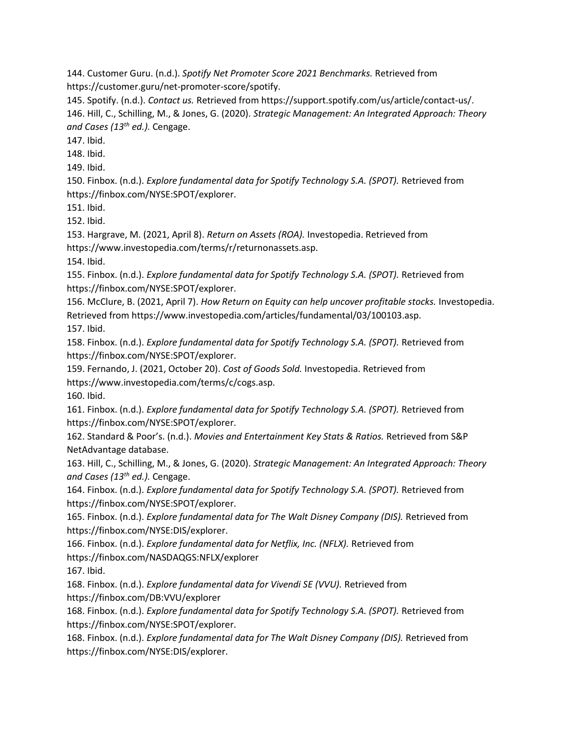144. Customer Guru. (n.d.). *Spotify Net Promoter Score 2021 Benchmarks.* Retrieved from https://customer.guru/net-promoter-score/spotify.

145. Spotify. (n.d.). *Contact us.* Retrieved from https://support.spotify.com/us/article/contact-us/.

146. Hill, C., Schilling, M., & Jones, G. (2020). *Strategic Management: An Integrated Approach: Theory and Cases (13th ed.).* Cengage.

147. Ibid.

148. Ibid.

149. Ibid.

150. Finbox. (n.d.). *Explore fundamental data for Spotify Technology S.A. (SPOT).* Retrieved from https://finbox.com/NYSE:SPOT/explorer.

151. Ibid.

152. Ibid.

153. Hargrave, M. (2021, April 8). *Return on Assets (ROA).* Investopedia. Retrieved from https://www.investopedia.com/terms/r/returnonassets.asp.

154. Ibid.

155. Finbox. (n.d.). *Explore fundamental data for Spotify Technology S.A. (SPOT).* Retrieved from https://finbox.com/NYSE:SPOT/explorer.

156. McClure, B. (2021, April 7). *How Return on Equity can help uncover profitable stocks.* Investopedia. Retrieved from https://www.investopedia.com/articles/fundamental/03/100103.asp.

157. Ibid.

158. Finbox. (n.d.). *Explore fundamental data for Spotify Technology S.A. (SPOT).* Retrieved from https://finbox.com/NYSE:SPOT/explorer.

159. Fernando, J. (2021, October 20). *Cost of Goods Sold.* Investopedia. Retrieved from https://www.investopedia.com/terms/c/cogs.asp.

160. Ibid.

161. Finbox. (n.d.). *Explore fundamental data for Spotify Technology S.A. (SPOT).* Retrieved from https://finbox.com/NYSE:SPOT/explorer.

162. Standard & Poor's. (n.d.). *Movies and Entertainment Key Stats & Ratios.* Retrieved from S&P NetAdvantage database.

163. Hill, C., Schilling, M., & Jones, G. (2020). *Strategic Management: An Integrated Approach: Theory and Cases (13th ed.).* Cengage.

164. Finbox. (n.d.). *Explore fundamental data for Spotify Technology S.A. (SPOT).* Retrieved from https://finbox.com/NYSE:SPOT/explorer.

165. Finbox. (n.d.). *Explore fundamental data for The Walt Disney Company (DIS).* Retrieved from https://finbox.com/NYSE:DIS/explorer.

166. Finbox. (n.d.). *Explore fundamental data for Netflix, Inc. (NFLX).* Retrieved from https://finbox.com/NASDAQGS:NFLX/explorer

167. Ibid.

168. Finbox. (n.d.). *Explore fundamental data for Vivendi SE (VVU).* Retrieved from https://finbox.com/DB:VVU/explorer

168. Finbox. (n.d.). *Explore fundamental data for Spotify Technology S.A. (SPOT).* Retrieved from https://finbox.com/NYSE:SPOT/explorer.

168. Finbox. (n.d.). *Explore fundamental data for The Walt Disney Company (DIS).* Retrieved from https://finbox.com/NYSE:DIS/explorer.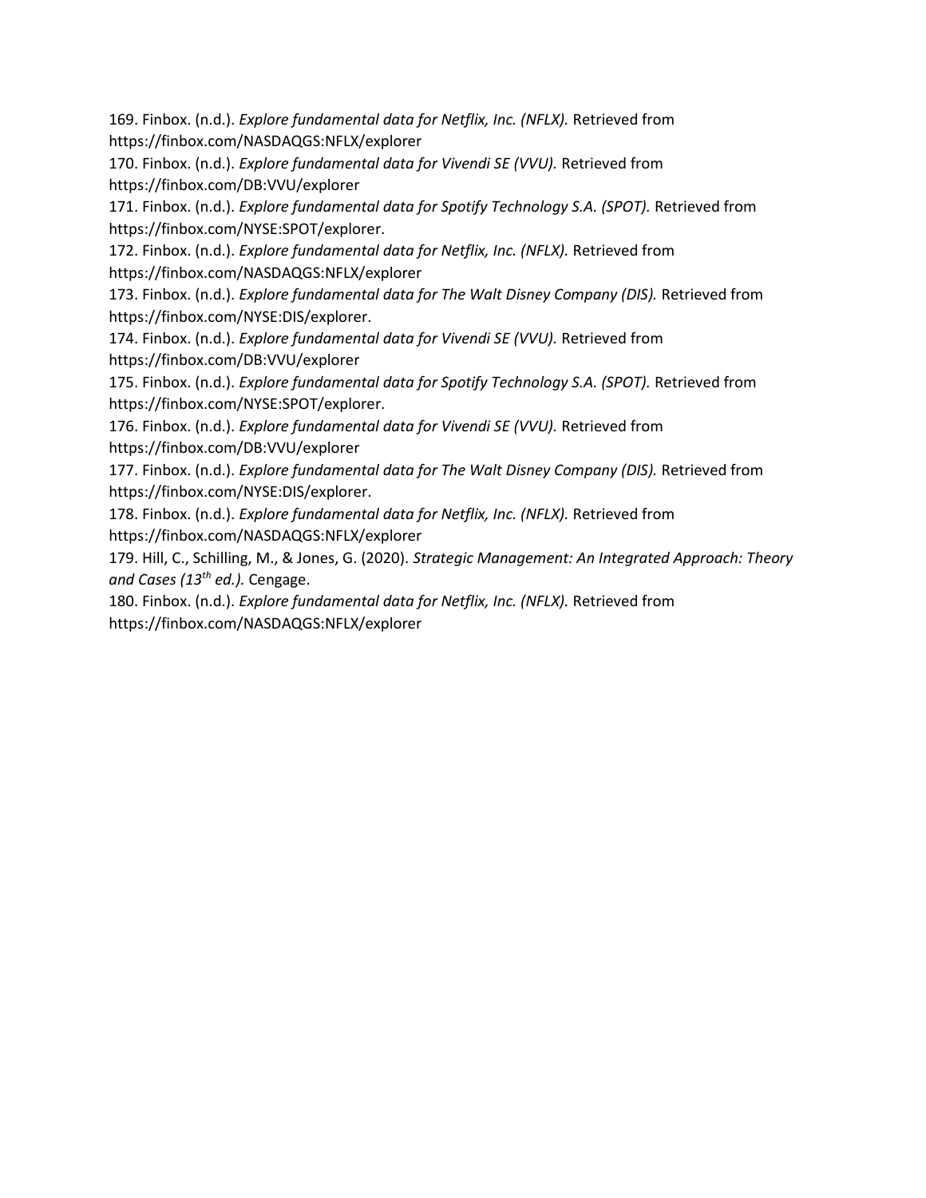169. Finbox. (n.d.). *Explore fundamental data for Netflix, Inc. (NFLX).* Retrieved from https://finbox.com/NASDAQGS:NFLX/explorer

170. Finbox. (n.d.). *Explore fundamental data for Vivendi SE (VVU).* Retrieved from https://finbox.com/DB:VVU/explorer

171. Finbox. (n.d.). *Explore fundamental data for Spotify Technology S.A. (SPOT).* Retrieved from https://finbox.com/NYSE:SPOT/explorer.

172. Finbox. (n.d.). *Explore fundamental data for Netflix, Inc. (NFLX).* Retrieved from https://finbox.com/NASDAQGS:NFLX/explorer

173. Finbox. (n.d.). *Explore fundamental data for The Walt Disney Company (DIS).* Retrieved from https://finbox.com/NYSE:DIS/explorer.

174. Finbox. (n.d.). *Explore fundamental data for Vivendi SE (VVU).* Retrieved from https://finbox.com/DB:VVU/explorer

175. Finbox. (n.d.). *Explore fundamental data for Spotify Technology S.A. (SPOT).* Retrieved from https://finbox.com/NYSE:SPOT/explorer.

176. Finbox. (n.d.). *Explore fundamental data for Vivendi SE (VVU).* Retrieved from https://finbox.com/DB:VVU/explorer

177. Finbox. (n.d.). *Explore fundamental data for The Walt Disney Company (DIS).* Retrieved from https://finbox.com/NYSE:DIS/explorer.

178. Finbox. (n.d.). *Explore fundamental data for Netflix, Inc. (NFLX).* Retrieved from https://finbox.com/NASDAQGS:NFLX/explorer

179. Hill, C., Schilling, M., & Jones, G. (2020). *Strategic Management: An Integrated Approach: Theory and Cases (13th ed.).* Cengage.

180. Finbox. (n.d.). *Explore fundamental data for Netflix, Inc. (NFLX).* Retrieved from https://finbox.com/NASDAQGS:NFLX/explorer